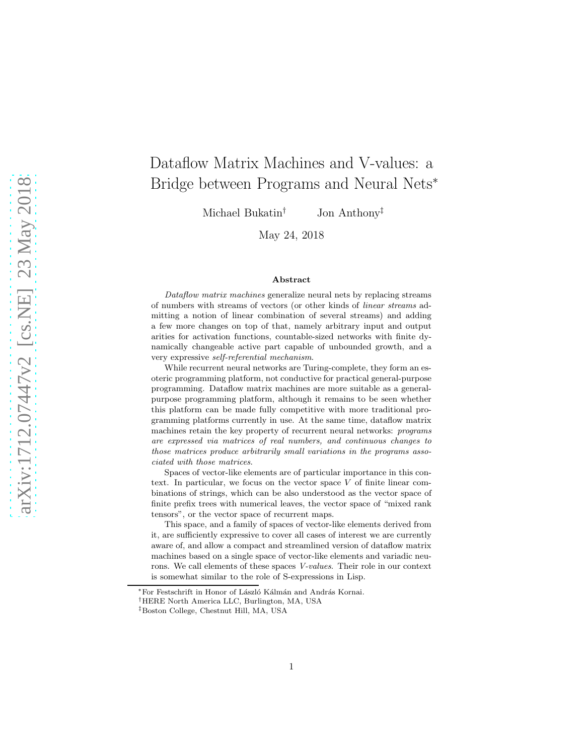# Dataflow Matrix Machines and V-values: a Bridge between Programs and Neural Nets[*]

Michael Bukatin[†] Jon Anthony[‡]

May 24, 2018

### Abstract

*Dataflow matrix machines* generalize neural nets by replacing streams of numbers with streams of vectors (or other kinds of *linear streams* admitting a notion of linear combination of several streams) and adding a few more changes on top of that, namely arbitrary input and output arities for activation functions, countable-sized networks with finite dynamically changeable active part capable of unbounded growth, and a very expressive *self-referential mechanism*.

While recurrent neural networks are Turing-complete, they form an esoteric programming platform, not conductive for practical general-purpose programming. Dataflow matrix machines are more suitable as a general-purpose programming platform, although it remains to be seen whether this platform can be made fully competitive with more traditional programming platforms currently in use. At the same time, dataflow matrix machines retain the key property of recurrent neural networks: *programs are expressed via matrices of real numbers, and continuous changes to those matrices produce arbitrarily small variations in the programs associated with those matrices*.

Spaces of vector-like elements are of particular importance in this context. In particular, we focus on the vector space $V$ of finite linear combinations of strings, which can be also understood as the vector space of finite prefix trees with numerical leaves, the vector space of "mixed rank tensors", or the vector space of recurrent maps.

This space, and a family of spaces of vector-like elements derived from it, are sufficiently expressive to cover all cases of interest we are currently aware of, and allow a compact and streamlined version of dataflow matrix machines based on a single space of vector-like elements and variadic neurons. We call elements of these spaces *V-values*. Their role in our context is somewhat similar to the role of S-expressions in Lisp.

[*] For Festschrift in Honor of László Kálmán and András Kornai.

[†] HERE North America LLC, Burlington, MA, USA

[‡] Boston College, Chestnut Hill, MA, USA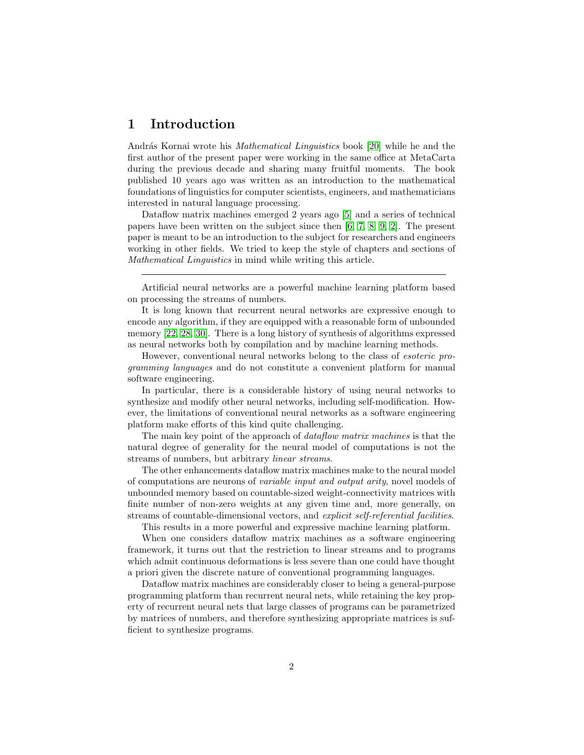# 1 Introduction

András Kornai wrote his *Mathematical Linguistics* book [20] while he and the first author of the present paper were working in the same office at MetaCarta during the previous decade and sharing many fruitful moments. The book published 10 years ago was written as an introduction to the mathematical foundations of linguistics for computer scientists, engineers, and mathematicians interested in natural language processing.

Dataflow matrix machines emerged 2 years ago [5] and a series of technical papers have been written on the subject since then [6, 7, 8, 9, 2]. The present paper is meant to be an introduction to the subject for researchers and engineers working in other fields. We tried to keep the style of chapters and sections of *Mathematical Linguistics* in mind while writing this article.

---

Artificial neural networks are a powerful machine learning platform based on processing the streams of numbers.

It is long known that recurrent neural networks are expressive enough to encode any algorithm, if they are equipped with a reasonable form of unbounded memory [22, 28, 30]. There is a long history of synthesis of algorithms expressed as neural networks both by compilation and by machine learning methods.

However, conventional neural networks belong to the class of *esoteric programming languages* and do not constitute a convenient platform for manual software engineering.

In particular, there is a considerable history of using neural networks to synthesize and modify other neural networks, including self-modification. However, the limitations of conventional neural networks as a software engineering platform make efforts of this kind quite challenging.

The main key point of the approach of *dataflow matrix machines* is that the natural degree of generality for the neural model of computations is not the streams of numbers, but arbitrary *linear streams*.

The other enhancements dataflow matrix machines make to the neural model of computations are neurons of *variable input and output arity*, novel models of unbounded memory based on countable-sized weight-connectivity matrices with finite number of non-zero weights at any given time and, more generally, on streams of countable-dimensional vectors, and *explicit self-referential facilities*.

This results in a more powerful and expressive machine learning platform.

When one considers dataflow matrix machines as a software engineering framework, it turns out that the restriction to linear streams and to programs which admit continuous deformations is less severe than one could have thought a priori given the discrete nature of conventional programming languages.

Dataflow matrix machines are considerably closer to being a general-purpose programming platform than recurrent neural nets, while retaining the key property of recurrent neural nets that large classes of programs can be parametrized by matrices of numbers, and therefore synthesizing appropriate matrices is sufficient to synthesize programs.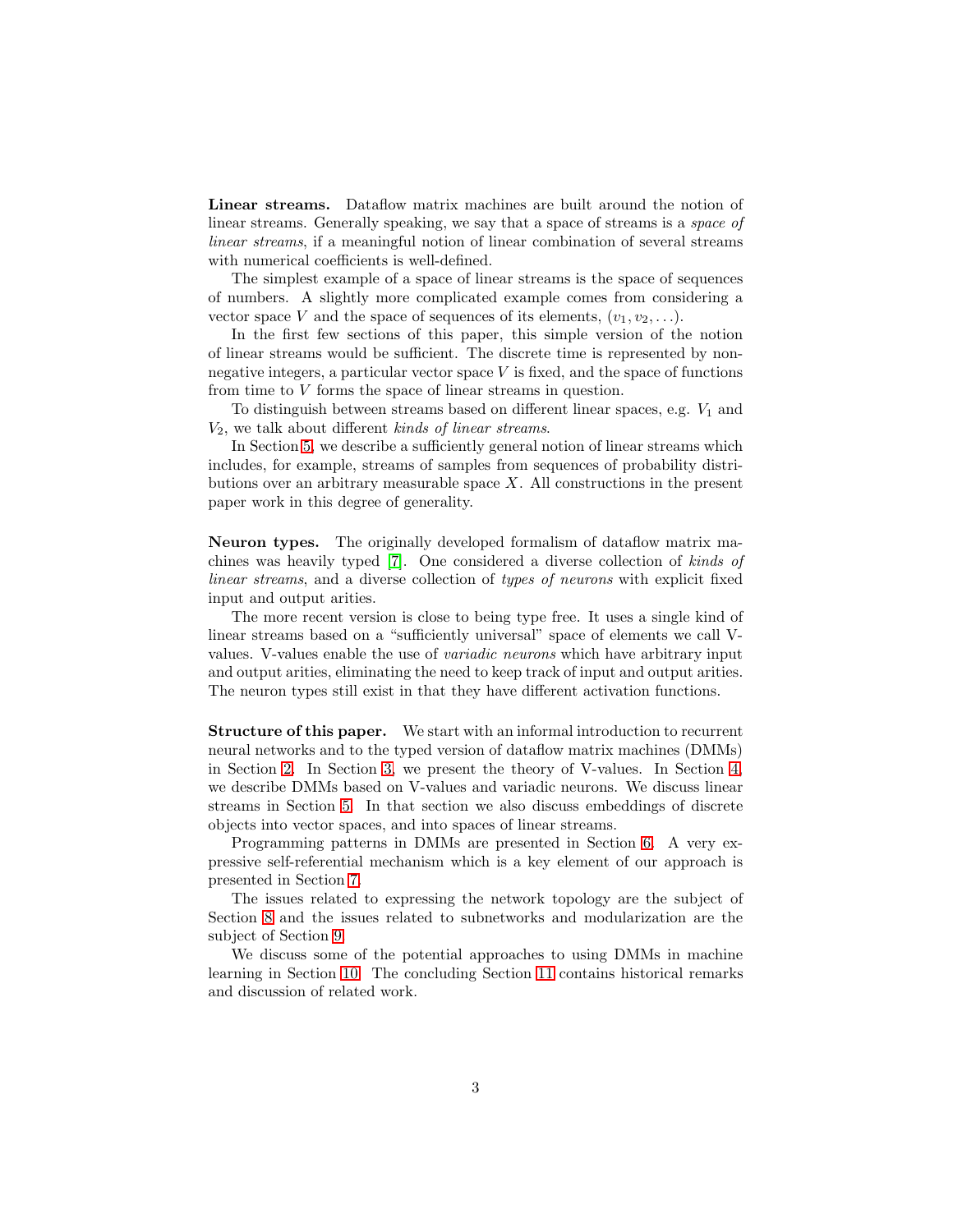**Linear streams.** Dataflow matrix machines are built around the notion of linear streams. Generally speaking, we say that a space of streams is a *space of linear streams*, if a meaningful notion of linear combination of several streams with numerical coefficients is well-defined.

The simplest example of a space of linear streams is the space of sequences of numbers. A slightly more complicated example comes from considering a vector space $V$ and the space of sequences of its elements, $(v_1, v_2, \ldots)$.

In the first few sections of this paper, this simple version of the notion of linear streams would be sufficient. The discrete time is represented by non-negative integers, a particular vector space $V$ is fixed, and the space of functions from time to $V$ forms the space of linear streams in question.

To distinguish between streams based on different linear spaces, e.g. $V_1$ and $V_2$, we talk about different *kinds of linear streams*.

In Section 5, we describe a sufficiently general notion of linear streams which includes, for example, streams of samples from sequences of probability distributions over an arbitrary measurable space $X$. All constructions in the present paper work in this degree of generality.

**Neuron types.** The originally developed formalism of dataflow matrix machines was heavily typed [7]. One considered a diverse collection of *kinds of linear streams*, and a diverse collection of *types of neurons* with explicit fixed input and output arities.

The more recent version is close to being type free. It uses a single kind of linear streams based on a "sufficiently universal" space of elements we call V-values. V-values enable the use of *variadic neurons* which have arbitrary input and output arities, eliminating the need to keep track of input and output arities. The neuron types still exist in that they have different activation functions.

**Structure of this paper.** We start with an informal introduction to recurrent neural networks and to the typed version of dataflow matrix machines (DMMs) in Section 2. In Section 3, we present the theory of V-values. In Section 4, we describe DMMs based on V-values and variadic neurons. We discuss linear streams in Section 5. In that section we also discuss embeddings of discrete objects into vector spaces, and into spaces of linear streams.

Programming patterns in DMMs are presented in Section 6. A very expressive self-referential mechanism which is a key element of our approach is presented in Section 7.

The issues related to expressing the network topology are the subject of Section 8 and the issues related to subnetworks and modularization are the subject of Section 9.

We discuss some of the potential approaches to using DMMs in machine learning in Section 10. The concluding Section 11 contains historical remarks and discussion of related work.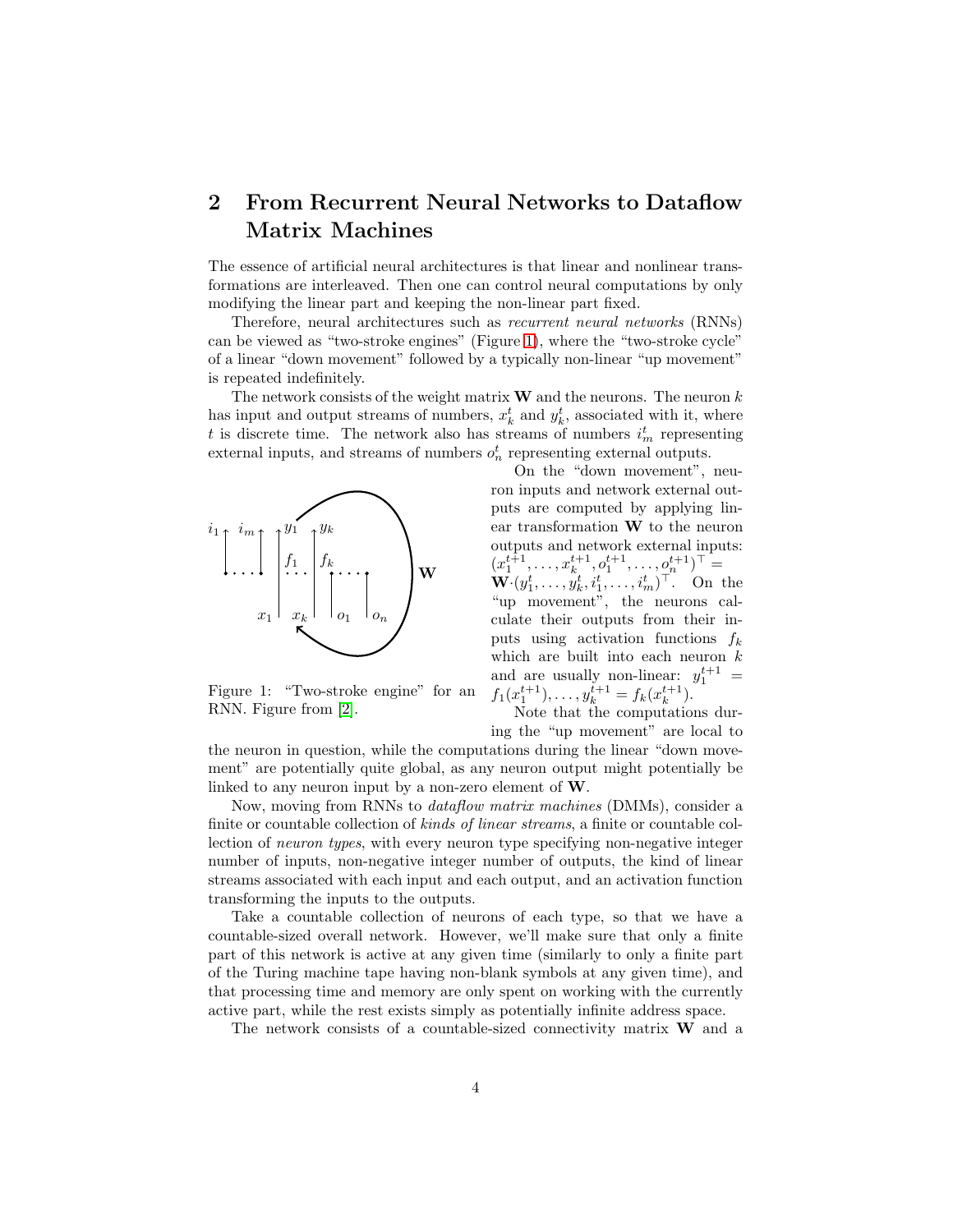## 2 From Recurrent Neural Networks to Dataflow Matrix Machines

The essence of artificial neural architectures is that linear and nonlinear transformations are interleaved. Then one can control neural computations by only modifying the linear part and keeping the non-linear part fixed.

Therefore, neural architectures such as *recurrent neural networks* (RNNs) can be viewed as "two-stroke engines" (Figure 1), where the "two-stroke cycle" of a linear "down movement" followed by a typically non-linear "up movement" is repeated indefinitely.

The network consists of the weight matrix $\mathbf{W}$ and the neurons. The neuron $k$ has input and output streams of numbers, $x_k^t$ and $y_k^t$, associated with it, where $t$ is discrete time. The network also has streams of numbers $i_m^t$ representing external inputs, and streams of numbers $o_n^t$ representing external outputs.

Figure 1: "Two-stroke engine" for an RNN. Figure from [2].

On the "down movement", neuron inputs and network external outputs are computed by applying linear transformation $\mathbf{W}$ to the neuron outputs and network external inputs: $(x_1^{t+1}, \ldots, x_k^{t+1}, o_1^{t+1}, \ldots, o_n^{t+1})^\top = \mathbf{W} \cdot (y_1^t, \ldots, y_k^t, i_1^t, \ldots, i_m^t)^\top$. On the "up movement", the neurons calculate their outputs from their inputs using activation functions $f_k$ which are built into each neuron $k$ and are usually non-linear: $y_1^{t+1} = f_1(x_1^{t+1}), \ldots, y_k^{t+1} = f_k(x_k^{t+1})$.

Note that the computations during the "up movement" are local to the neuron in question, while the computations during the linear "down movement" are potentially quite global, as any neuron output might potentially be linked to any neuron input by a non-zero element of $\mathbf{W}$.

Now, moving from RNNs to *dataflow matrix machines* (DMMs), consider a finite or countable collection of *kinds of linear streams*, a finite or countable collection of *neuron types*, with every neuron type specifying non-negative integer number of inputs, non-negative integer number of outputs, the kind of linear streams associated with each input and each output, and an activation function transforming the inputs to the outputs.

Take a countable collection of neurons of each type, so that we have a countable-sized overall network. However, we'll make sure that only a finite part of this network is active at any given time (similarly to only a finite part of the Turing machine tape having non-blank symbols at any given time), and that processing time and memory are only spent on working with the currently active part, while the rest exists simply as potentially infinite address space.

The network consists of a countable-sized connectivity matrix $\mathbf{W}$ and a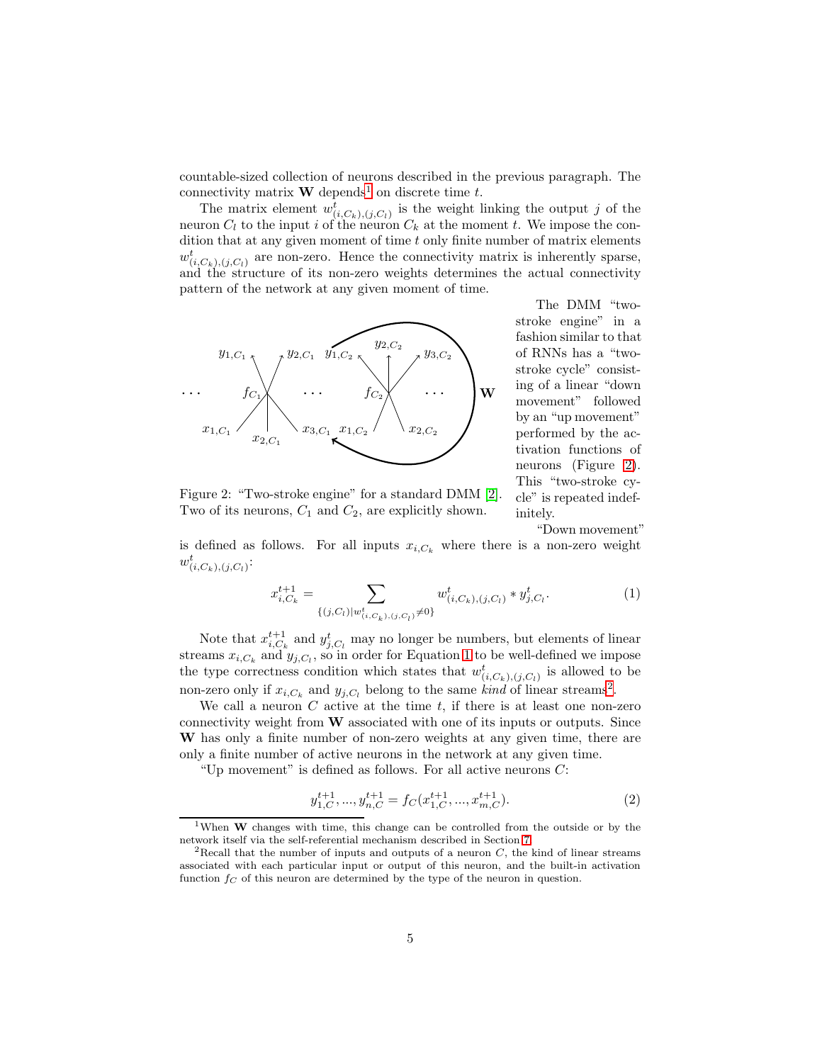countable-sized collection of neurons described in the previous paragraph. The connectivity matrix $\mathbf{W}$ depends[1] on discrete time $t$.

The matrix element $w^t_{(i,C_k),(j,C_l)}$ is the weight linking the output $j$ of the neuron $C_l$ to the input $i$ of the neuron $C_k$ at the moment $t$. We impose the condition that at any given moment of time $t$ only finite number of matrix elements $w^t_{(i,C_k),(j,C_l)}$ are non-zero. Hence the connectivity matrix is inherently sparse, and the structure of its non-zero weights determines the actual connectivity pattern of the network at any given moment of time.

Figure 2: "Two-stroke engine" for a standard DMM [2]. Two of its neurons, $C_1$ and $C_2$, are explicitly shown.

The DMM "two-stroke engine" in a fashion similar to that of RNNs has a "two-stroke cycle" consisting of a linear "down movement" followed by an "up movement" performed by the activation functions of neurons (Figure 2). This "two-stroke cycle" is repeated indefinitely.

"Down movement" is defined as follows. For all inputs $x_{i,C_k}$ where there is a non-zero weight $w^t_{(i,C_k),(j,C_l)}$:

$$x^{t+1}_{i,C_k} = \sum_{\{(j,C_l) | w^t_{(i,C_k),(j,C_l)} \neq 0\}} w^t_{(i,C_k),(j,C_l)} * y^t_{j,C_l}. \tag{1}$$

Note that $x^{t+1}_{i,C_k}$ and $y^t_{j,C_l}$ may no longer be numbers, but elements of linear streams $x_{i,C_k}$ and $y_{j,C_l}$, so in order for Equation 1 to be well-defined we impose the type correctness condition which states that $w^t_{(i,C_k),(j,C_l)}$ is allowed to be non-zero only if $x_{i,C_k}$ and $y_{j,C_l}$ belong to the same *kind* of linear streams[2].

We call a neuron $C$ active at the time $t$, if there is at least one non-zero connectivity weight from $\mathbf{W}$ associated with one of its inputs or outputs. Since $\mathbf{W}$ has only a finite number of non-zero weights at any given time, there are only a finite number of active neurons in the network at any given time.

"Up movement" is defined as follows. For all active neurons $C$:

$$y^{t+1}_{1,C}, ..., y^{t+1}_{n,C} = f_C(x^{t+1}_{1,C}, ..., x^{t+1}_{m,C}). \tag{2}$$

[1] When $\mathbf{W}$ changes with time, this change can be controlled from the outside or by the network itself via the self-referential mechanism described in Section 7.

[2] Recall that the number of inputs and outputs of a neuron $C$, the kind of linear streams associated with each particular input or output of this neuron, and the built-in activation function $f_C$ of this neuron are determined by the type of the neuron in question.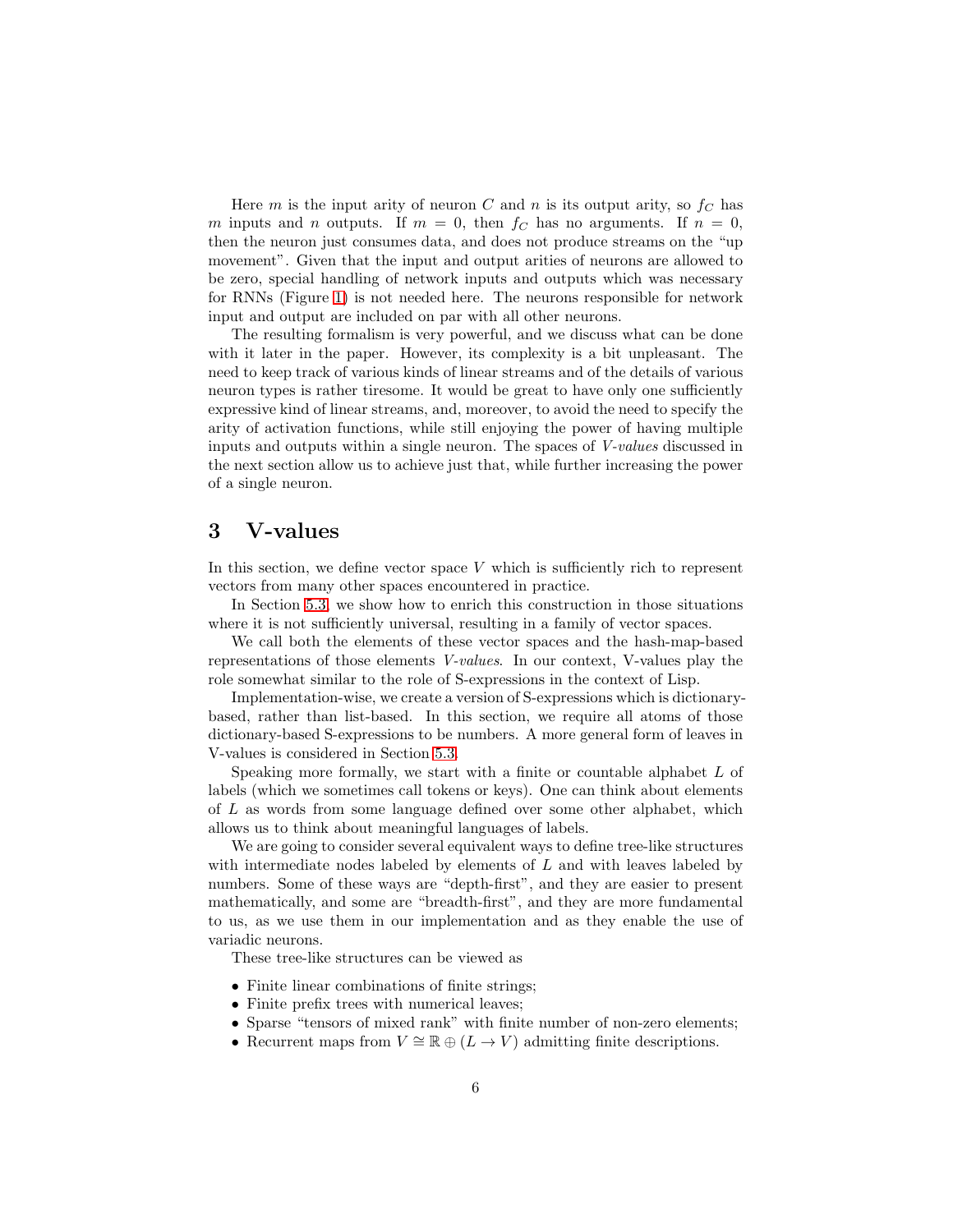Here $m$ is the input arity of neuron $C$ and $n$ is its output arity, so $f_C$ has $m$ inputs and $n$ outputs. If $m = 0$, then $f_C$ has no arguments. If $n = 0$, then the neuron just consumes data, and does not produce streams on the "up movement". Given that the input and output arities of neurons are allowed to be zero, special handling of network inputs and outputs which was necessary for RNNs (Figure 1) is not needed here. The neurons responsible for network input and output are included on par with all other neurons.

The resulting formalism is very powerful, and we discuss what can be done with it later in the paper. However, its complexity is a bit unpleasant. The need to keep track of various kinds of linear streams and of the details of various neuron types is rather tiresome. It would be great to have only one sufficiently expressive kind of linear streams, and, moreover, to avoid the need to specify the arity of activation functions, while still enjoying the power of having multiple inputs and outputs within a single neuron. The spaces of *V-values* discussed in the next section allow us to achieve just that, while further increasing the power of a single neuron.

# 3 V-values

In this section, we define vector space $V$ which is sufficiently rich to represent vectors from many other spaces encountered in practice.

In Section 5.3, we show how to enrich this construction in those situations where it is not sufficiently universal, resulting in a family of vector spaces.

We call both the elements of these vector spaces and the hash-map-based representations of those elements *V-values*. In our context, V-values play the role somewhat similar to the role of S-expressions in the context of Lisp.

Implementation-wise, we create a version of S-expressions which is dictionary-based, rather than list-based. In this section, we require all atoms of those dictionary-based S-expressions to be numbers. A more general form of leaves in V-values is considered in Section 5.3.

Speaking more formally, we start with a finite or countable alphabet $L$ of labels (which we sometimes call tokens or keys). One can think about elements of $L$ as words from some language defined over some other alphabet, which allows us to think about meaningful languages of labels.

We are going to consider several equivalent ways to define tree-like structures with intermediate nodes labeled by elements of $L$ and with leaves labeled by numbers. Some of these ways are "depth-first", and they are easier to present mathematically, and some are "breadth-first", and they are more fundamental to us, as we use them in our implementation and as they enable the use of variadic neurons.

These tree-like structures can be viewed as

- Finite linear combinations of finite strings;
- Finite prefix trees with numerical leaves;
- Sparse "tensors of mixed rank" with finite number of non-zero elements;
- Recurrent maps from $V \cong \mathbb{R} \oplus (L \to V)$ admitting finite descriptions.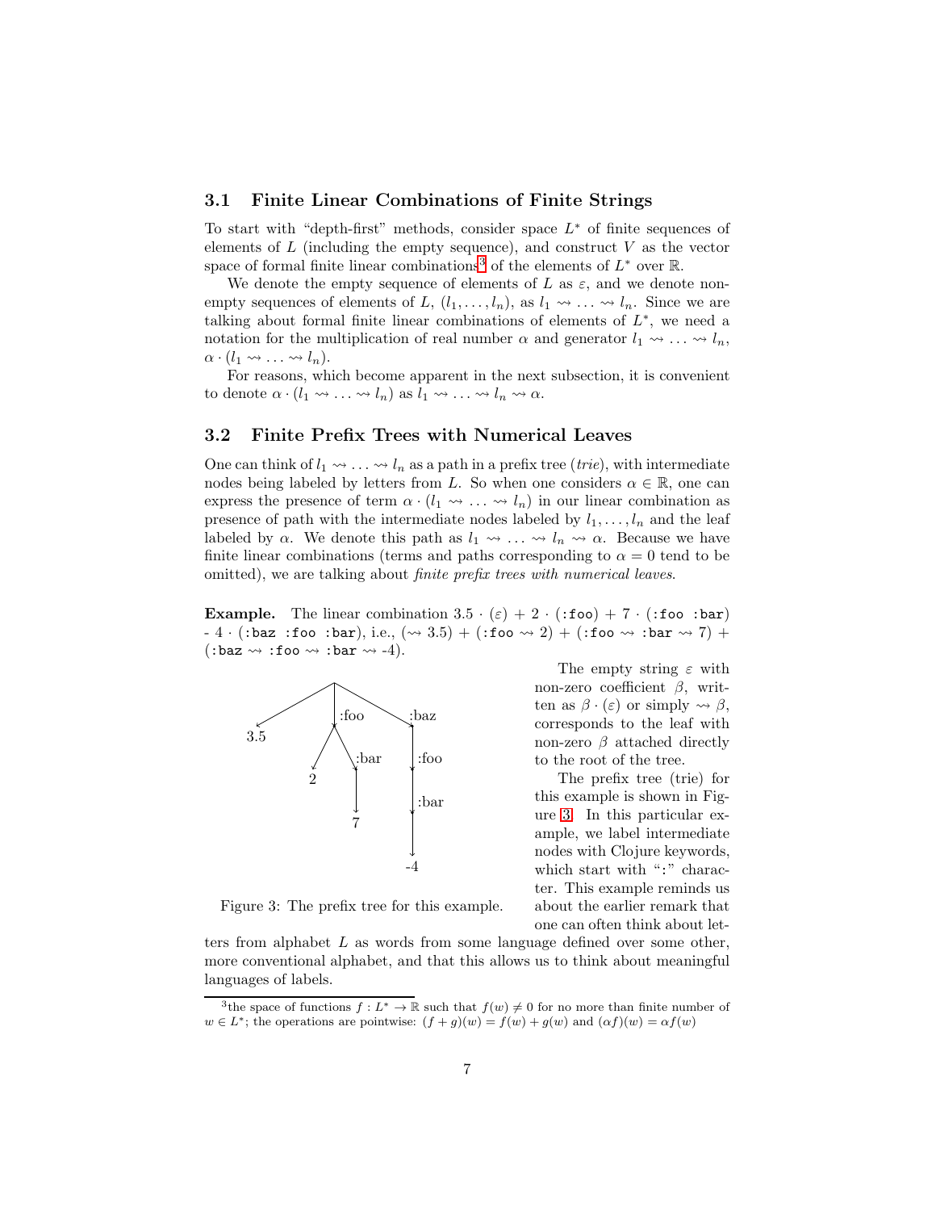### 3.1 Finite Linear Combinations of Finite Strings

To start with "depth-first" methods, consider space $L^*$ of finite sequences of elements of $L$ (including the empty sequence), and construct $V$ as the vector space of formal finite linear combinations[3] of the elements of $L^*$ over $\mathbb{R}$.

We denote the empty sequence of elements of $L$ as $\varepsilon$, and we denote non-empty sequences of elements of $L$, $(l_1, \ldots, l_n)$, as $l_1 \rightsquigarrow \ldots \rightsquigarrow l_n$. Since we are talking about formal finite linear combinations of elements of $L^*$, we need a notation for the multiplication of real number $\alpha$ and generator $l_1 \rightsquigarrow \ldots \rightsquigarrow l_n$, $\alpha \cdot (l_1 \rightsquigarrow \ldots \rightsquigarrow l_n)$.

For reasons, which become apparent in the next subsection, it is convenient to denote $\alpha \cdot (l_1 \rightsquigarrow \ldots \rightsquigarrow l_n)$ as $l_1 \rightsquigarrow \ldots \rightsquigarrow l_n \rightsquigarrow \alpha$.

### 3.2 Finite Prefix Trees with Numerical Leaves

One can think of $l_1 \rightsquigarrow \ldots \rightsquigarrow l_n$ as a path in a prefix tree (*trie*), with intermediate nodes being labeled by letters from $L$. So when one considers $\alpha \in \mathbb{R}$, one can express the presence of term $\alpha \cdot (l_1 \rightsquigarrow \ldots \rightsquigarrow l_n)$ in our linear combination as presence of path with the intermediate nodes labeled by $l_1, \ldots, l_n$ and the leaf labeled by $\alpha$. We denote this path as $l_1 \rightsquigarrow \ldots \rightsquigarrow l_n \rightsquigarrow \alpha$. Because we have finite linear combinations (terms and paths corresponding to $\alpha = 0$ tend to be omitted), we are talking about *finite prefix trees with numerical leaves*.

**Example.** The linear combination $3.5 \cdot (\varepsilon) + 2 \cdot$ (`:foo`) $+ 7 \cdot$ (`:foo :bar`) - $4 \cdot$ (`:baz :foo :bar`), i.e., ($\rightsquigarrow 3.5$) + (`:foo` $\rightsquigarrow 2$) + (`:foo` $\rightsquigarrow$ `:bar` $\rightsquigarrow 7$) + (`:baz` $\rightsquigarrow$ `:foo` $\rightsquigarrow$ `:bar` $\rightsquigarrow$ -4).

Figure 3: The prefix tree for this example.

The empty string $\varepsilon$ with non-zero coefficient $\beta$, written as $\beta \cdot (\varepsilon)$ or simply $\rightsquigarrow \beta$, corresponds to the leaf with non-zero $\beta$ attached directly to the root of the tree.

The prefix tree (trie) for this example is shown in Figure 3. In this particular example, we label intermediate nodes with Clojure keywords, which start with ":" character. This example reminds us about the earlier remark that one can often think about letters from alphabet $L$ as words from some language defined over some other, more conventional alphabet, and that this allows us to think about meaningful languages of labels.

[3] the space of functions $f : L^* \to \mathbb{R}$ such that $f(w) \neq 0$ for no more than finite number of $w \in L^*$; the operations are pointwise: $(f + g)(w) = f(w) + g(w)$ and $(\alpha f)(w) = \alpha f(w)$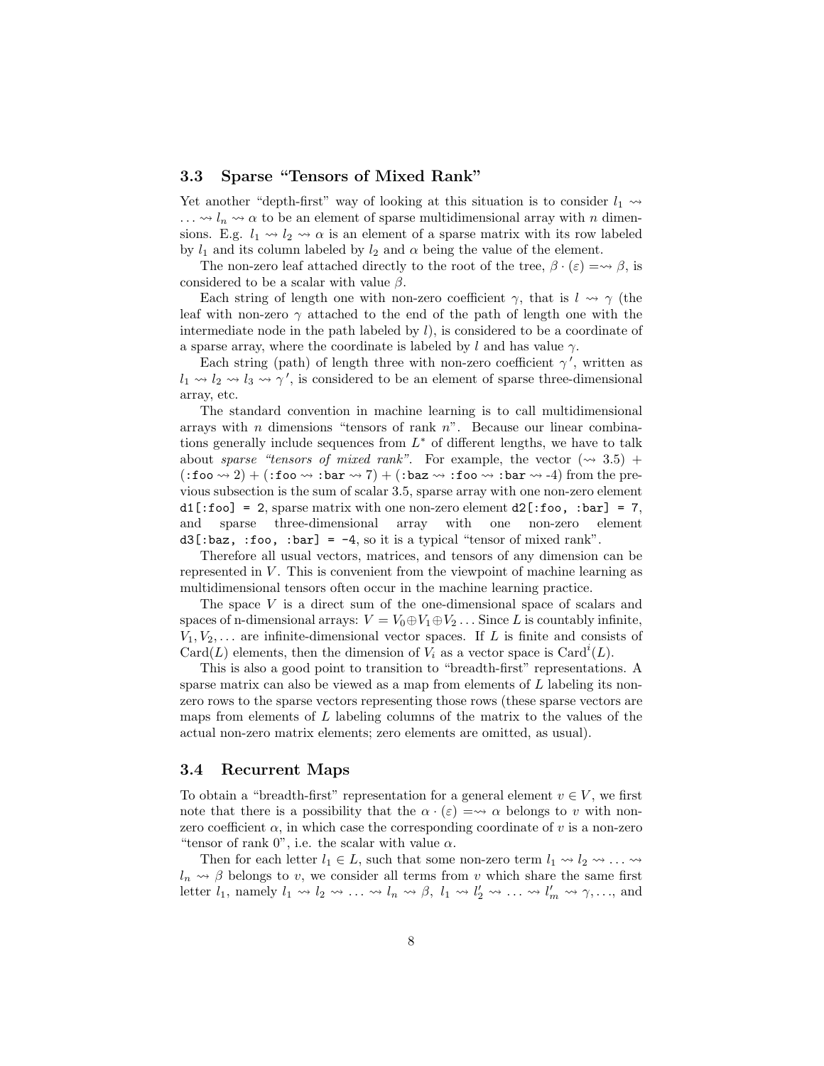### 3.3 Sparse "Tensors of Mixed Rank"

Yet another "depth-first" way of looking at this situation is to consider $l_1 \rightsquigarrow \ldots \rightsquigarrow l_n \rightsquigarrow \alpha$ to be an element of sparse multidimensional array with $n$ dimensions. E.g. $l_1 \rightsquigarrow l_2 \rightsquigarrow \alpha$ is an element of a sparse matrix with its row labeled by $l_1$ and its column labeled by $l_2$ and $\alpha$ being the value of the element.

The non-zero leaf attached directly to the root of the tree, $\beta \cdot (\varepsilon) = \rightsquigarrow \beta$, is considered to be a scalar with value $\beta$.

Each string of length one with non-zero coefficient $\gamma$, that is $l \rightsquigarrow \gamma$ (the leaf with non-zero $\gamma$ attached to the end of the path of length one with the intermediate node in the path labeled by $l$), is considered to be a coordinate of a sparse array, where the coordinate is labeled by $l$ and has value $\gamma$.

Each string (path) of length three with non-zero coefficient $\gamma'$, written as $l_1 \rightsquigarrow l_2 \rightsquigarrow l_3 \rightsquigarrow \gamma'$, is considered to be an element of sparse three-dimensional array, etc.

The standard convention in machine learning is to call multidimensional arrays with $n$ dimensions "tensors of rank $n$". Because our linear combinations generally include sequences from $L^*$ of different lengths, we have to talk about *sparse "tensors of mixed rank"*. For example, the vector $(\rightsquigarrow 3.5) + (\texttt{:foo} \rightsquigarrow 2) + (\texttt{:foo} \rightsquigarrow \texttt{:bar} \rightsquigarrow 7) + (\texttt{:baz} \rightsquigarrow \texttt{:foo} \rightsquigarrow \texttt{:bar} \rightsquigarrow \text{-}4)$ from the previous subsection is the sum of scalar 3.5, sparse array with one non-zero element `d1[:foo] = 2`, sparse matrix with one non-zero element `d2[:foo, :bar] = 7`, and sparse three-dimensional array with one non-zero element `d3[:baz, :foo, :bar] = -4`, so it is a typical "tensor of mixed rank".

Therefore all usual vectors, matrices, and tensors of any dimension can be represented in $V$. This is convenient from the viewpoint of machine learning as multidimensional tensors often occur in the machine learning practice.

The space $V$ is a direct sum of the one-dimensional space of scalars and spaces of n-dimensional arrays: $V = V_0 \oplus V_1 \oplus V_2 \ldots$ Since $L$ is countably infinite, $V_1, V_2, \ldots$ are infinite-dimensional vector spaces. If $L$ is finite and consists of $\text{Card}(L)$ elements, then the dimension of $V_i$ as a vector space is $\text{Card}^i(L)$.

This is also a good point to transition to "breadth-first" representations. A sparse matrix can also be viewed as a map from elements of $L$ labeling its non-zero rows to the sparse vectors representing those rows (these sparse vectors are maps from elements of $L$ labeling columns of the matrix to the values of the actual non-zero matrix elements; zero elements are omitted, as usual).

### 3.4 Recurrent Maps

To obtain a "breadth-first" representation for a general element $v \in V$, we first note that there is a possibility that the $\alpha \cdot (\varepsilon) = \rightsquigarrow \alpha$ belongs to $v$ with non-zero coefficient $\alpha$, in which case the corresponding coordinate of $v$ is a non-zero "tensor of rank 0", i.e. the scalar with value $\alpha$.

Then for each letter $l_1 \in L$, such that some non-zero term $l_1 \rightsquigarrow l_2 \rightsquigarrow \ldots \rightsquigarrow l_n \rightsquigarrow \beta$ belongs to $v$, we consider all terms from $v$ which share the same first letter $l_1$, namely $l_1 \rightsquigarrow l_2 \rightsquigarrow \ldots \rightsquigarrow l_n \rightsquigarrow \beta,\ l_1 \rightsquigarrow l_2' \rightsquigarrow \ldots \rightsquigarrow l_m' \rightsquigarrow \gamma, \ldots$, and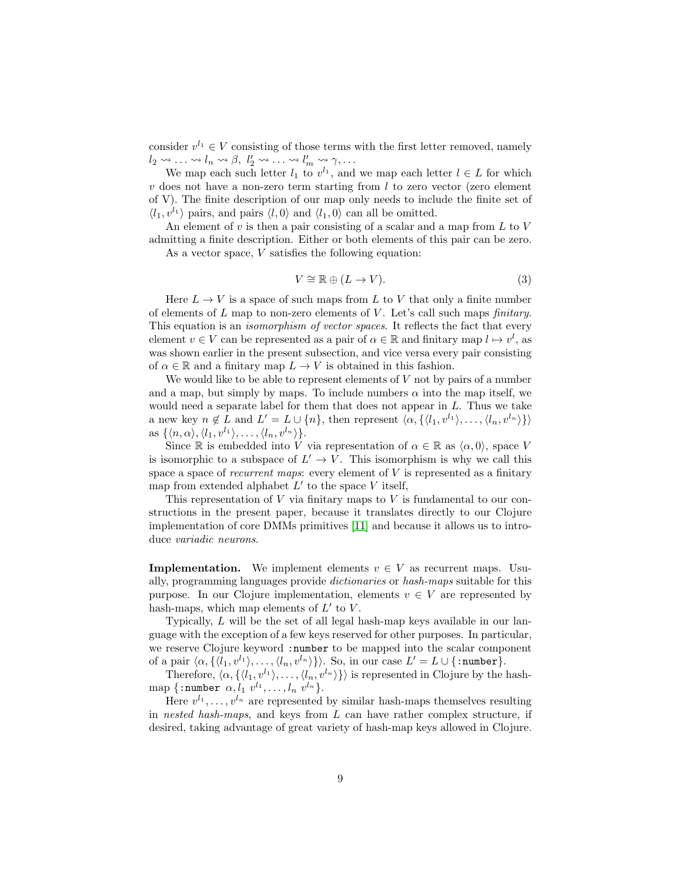consider $v^{l_1} \in V$ consisting of those terms with the first letter removed, namely $l_2 \rightsquigarrow \ldots \rightsquigarrow l_n \rightsquigarrow \beta,\ l'_2 \rightsquigarrow \ldots \rightsquigarrow l'_m \rightsquigarrow \gamma, \ldots$

We map each such letter $l_1$ to $v^{l_1}$, and we map each letter $l \in L$ for which $v$ does not have a non-zero term starting from $l$ to zero vector (zero element of V). The finite description of our map only needs to include the finite set of $\langle l_1, v^{l_1} \rangle$ pairs, and pairs $\langle l, 0 \rangle$ and $\langle l_1, 0 \rangle$ can all be omitted.

An element of $v$ is then a pair consisting of a scalar and a map from $L$ to $V$ admitting a finite description. Either or both elements of this pair can be zero.

As a vector space, $V$ satisfies the following equation:

$$V \cong \mathbb{R} \oplus (L \to V). \tag{3}$$

Here $L \to V$ is a space of such maps from $L$ to $V$ that only a finite number of elements of $L$ map to non-zero elements of $V$. Let's call such maps *finitary*. This equation is an *isomorphism of vector spaces*. It reflects the fact that every element $v \in V$ can be represented as a pair of $\alpha \in \mathbb{R}$ and finitary map $l \mapsto v^l$, as was shown earlier in the present subsection, and vice versa every pair consisting of $\alpha \in \mathbb{R}$ and a finitary map $L \to V$ is obtained in this fashion.

We would like to be able to represent elements of $V$ not by pairs of a number and a map, but simply by maps. To include numbers $\alpha$ into the map itself, we would need a separate label for them that does not appear in $L$. Thus we take a new key $n \notin L$ and $L' = L \cup \{n\}$, then represent $\langle \alpha, \{\langle l_1, v^{l_1} \rangle, \ldots, \langle l_n, v^{l_n} \rangle\} \rangle$ as $\{\langle n, \alpha \rangle, \langle l_1, v^{l_1} \rangle, \ldots, \langle l_n, v^{l_n} \rangle\}$.

Since $\mathbb{R}$ is embedded into $V$ via representation of $\alpha \in \mathbb{R}$ as $\langle \alpha, 0 \rangle$, space $V$ is isomorphic to a subspace of $L' \to V$. This isomorphism is why we call this space a space of *recurrent maps*: every element of $V$ is represented as a finitary map from extended alphabet $L'$ to the space $V$ itself,

This representation of $V$ via finitary maps to $V$ is fundamental to our constructions in the present paper, because it translates directly to our Clojure implementation of core DMMs primitives [11] and because it allows us to introduce *variadic neurons*.

**Implementation.** We implement elements $v \in V$ as recurrent maps. Usually, programming languages provide *dictionaries* or *hash-maps* suitable for this purpose. In our Clojure implementation, elements $v \in V$ are represented by hash-maps, which map elements of $L'$ to $V$.

Typically, $L$ will be the set of all legal hash-map keys available in our language with the exception of a few keys reserved for other purposes. In particular, we reserve Clojure keyword `:number` to be mapped into the scalar component of a pair $\langle \alpha, \{\langle l_1, v^{l_1} \rangle, \ldots, \langle l_n, v^{l_n} \rangle\} \rangle$. So, in our case $L' = L \cup \{$`:number`$\}$.

Therefore, $\langle \alpha, \{\langle l_1, v^{l_1} \rangle, \ldots, \langle l_n, v^{l_n} \rangle\} \rangle$ is represented in Clojure by the hash-map $\{$`:number` $\alpha, l_1\ v^{l_1}, \ldots, l_n\ v^{l_n}\}$.

Here $v^{l_1}, \ldots, v^{l_n}$ are represented by similar hash-maps themselves resulting in *nested hash-maps*, and keys from $L$ can have rather complex structure, if desired, taking advantage of great variety of hash-map keys allowed in Clojure.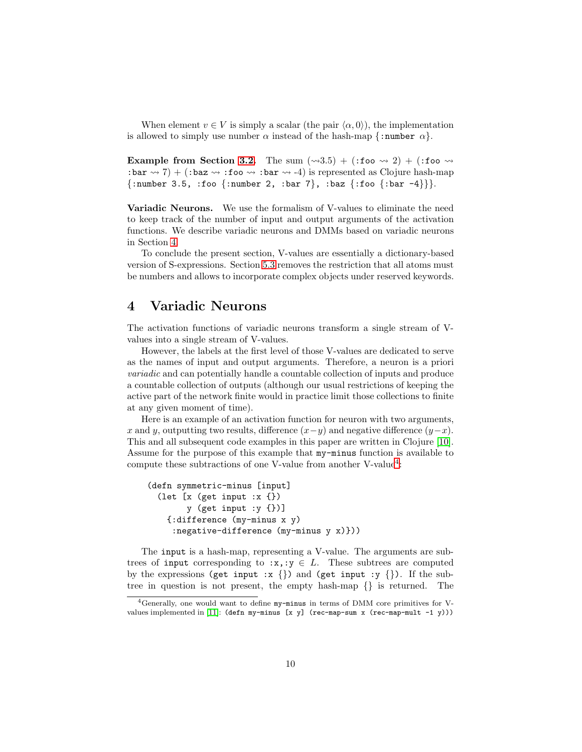When element $v \in V$ is simply a scalar (the pair $\langle \alpha, 0 \rangle$), the implementation is allowed to simply use number $\alpha$ instead of the hash-map {`:number` $\alpha$}.

**Example from Section 3.2.** The sum ($\rightsquigarrow$3.5) + (`:foo` $\rightsquigarrow$ 2) + (`:foo` $\rightsquigarrow$ `:bar` $\rightsquigarrow$ 7) + (`:baz` $\rightsquigarrow$ `:foo` $\rightsquigarrow$ `:bar` $\rightsquigarrow$ -4) is represented as Clojure hash-map `{:number 3.5, :foo {:number 2, :bar 7}, :baz {:foo {:bar -4}}}`.

**Variadic Neurons.** We use the formalism of V-values to eliminate the need to keep track of the number of input and output arguments of the activation functions. We describe variadic neurons and DMMs based on variadic neurons in Section 4.

To conclude the present section, V-values are essentially a dictionary-based version of S-expressions. Section 5.3 removes the restriction that all atoms must be numbers and allows to incorporate complex objects under reserved keywords.

# 4 Variadic Neurons

The activation functions of variadic neurons transform a single stream of V-values into a single stream of V-values.

However, the labels at the first level of those V-values are dedicated to serve as the names of input and output arguments. Therefore, a neuron is a priori *variadic* and can potentially handle a countable collection of inputs and produce a countable collection of outputs (although our usual restrictions of keeping the active part of the network finite would in practice limit those collections to finite at any given moment of time).

Here is an example of an activation function for neuron with two arguments, $x$ and $y$, outputting two results, difference $(x-y)$ and negative difference $(y-x)$. This and all subsequent code examples in this paper are written in Clojure [10]. Assume for the purpose of this example that `my-minus` function is available to compute these subtractions of one V-value from another V-value[4]:

```
(defn symmetric-minus [input]
  (let [x (get input :x {})
        y (get input :y {})]
    {:difference (my-minus x y)
     :negative-difference (my-minus y x)}))
```

The `input` is a hash-map, representing a V-value. The arguments are subtrees of `input` corresponding to `:x`,`:y` $\in L$. These subtrees are computed by the expressions `(get input :x {})` and `(get input :y {})`. If the subtree in question is not present, the empty hash-map `{}` is returned. The

[4] Generally, one would want to define `my-minus` in terms of DMM core primitives for V-values implemented in [11]: `(defn my-minus [x y] (rec-map-sum x (rec-map-mult -1 y)))`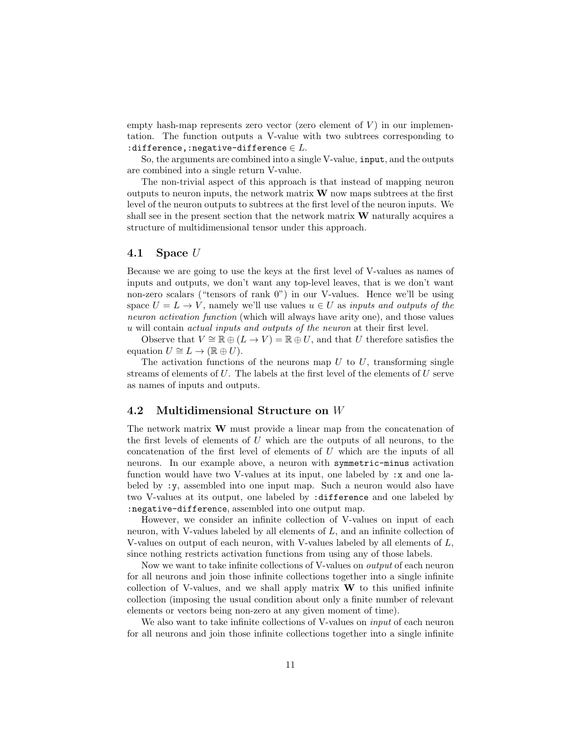empty hash-map represents zero vector (zero element of $V$) in our implementation. The function outputs a V-value with two subtrees corresponding to `:difference,:negative-difference` $\in L$.

So, the arguments are combined into a single V-value, `input`, and the outputs are combined into a single return V-value.

The non-trivial aspect of this approach is that instead of mapping neuron outputs to neuron inputs, the network matrix $\mathbf{W}$ now maps subtrees at the first level of the neuron outputs to subtrees at the first level of the neuron inputs. We shall see in the present section that the network matrix $\mathbf{W}$ naturally acquires a structure of multidimensional tensor under this approach.

## 4.1 Space $U$

Because we are going to use the keys at the first level of V-values as names of inputs and outputs, we don't want any top-level leaves, that is we don't want non-zero scalars ("tensors of rank 0") in our V-values. Hence we'll be using space $U = L \to V$, namely we'll use values $u \in U$ as *inputs and outputs of the neuron activation function* (which will always have arity one), and those values $u$ will contain *actual inputs and outputs of the neuron* at their first level.

Observe that $V \cong \mathbb{R} \oplus (L \to V) = \mathbb{R} \oplus U$, and that $U$ therefore satisfies the equation $U \cong L \to (\mathbb{R} \oplus U)$.

The activation functions of the neurons map $U$ to $U$, transforming single streams of elements of $U$. The labels at the first level of the elements of $U$ serve as names of inputs and outputs.

## 4.2 Multidimensional Structure on $W$

The network matrix $\mathbf{W}$ must provide a linear map from the concatenation of the first levels of elements of $U$ which are the outputs of all neurons, to the concatenation of the first level of elements of $U$ which are the inputs of all neurons. In our example above, a neuron with `symmetric-minus` activation function would have two V-values at its input, one labeled by `:x` and one labeled by `:y`, assembled into one input map. Such a neuron would also have two V-values at its output, one labeled by `:difference` and one labeled by `:negative-difference`, assembled into one output map.

However, we consider an infinite collection of V-values on input of each neuron, with V-values labeled by all elements of $L$, and an infinite collection of V-values on output of each neuron, with V-values labeled by all elements of $L$, since nothing restricts activation functions from using any of those labels.

Now we want to take infinite collections of V-values on *output* of each neuron for all neurons and join those infinite collections together into a single infinite collection of V-values, and we shall apply matrix $\mathbf{W}$ to this unified infinite collection (imposing the usual condition about only a finite number of relevant elements or vectors being non-zero at any given moment of time).

We also want to take infinite collections of V-values on *input* of each neuron for all neurons and join those infinite collections together into a single infinite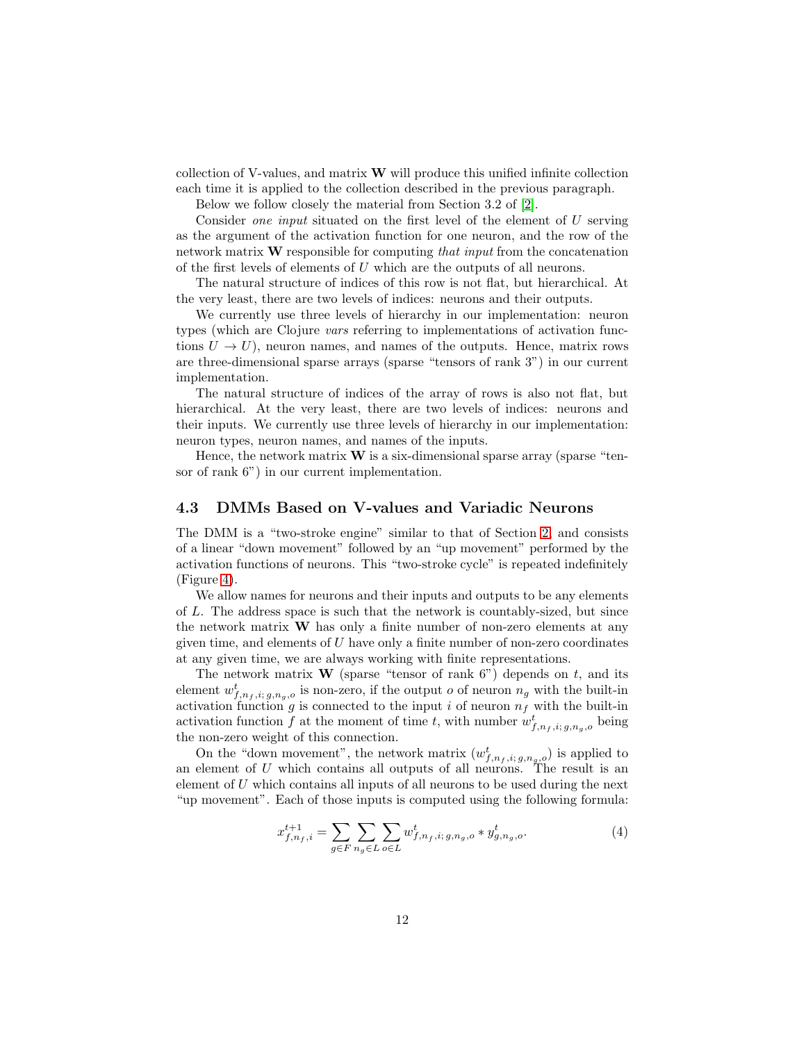collection of V-values, and matrix $\mathbf{W}$ will produce this unified infinite collection each time it is applied to the collection described in the previous paragraph.

Below we follow closely the material from Section 3.2 of [2].

Consider *one input* situated on the first level of the element of $U$ serving as the argument of the activation function for one neuron, and the row of the network matrix $\mathbf{W}$ responsible for computing *that input* from the concatenation of the first levels of elements of $U$ which are the outputs of all neurons.

The natural structure of indices of this row is not flat, but hierarchical. At the very least, there are two levels of indices: neurons and their outputs.

We currently use three levels of hierarchy in our implementation: neuron types (which are Clojure *vars* referring to implementations of activation functions $U \to U$), neuron names, and names of the outputs. Hence, matrix rows are three-dimensional sparse arrays (sparse "tensors of rank 3") in our current implementation.

The natural structure of indices of the array of rows is also not flat, but hierarchical. At the very least, there are two levels of indices: neurons and their inputs. We currently use three levels of hierarchy in our implementation: neuron types, neuron names, and names of the inputs.

Hence, the network matrix $\mathbf{W}$ is a six-dimensional sparse array (sparse "tensor of rank 6") in our current implementation.

### 4.3 DMMs Based on V-values and Variadic Neurons

The DMM is a "two-stroke engine" similar to that of Section 2, and consists of a linear "down movement" followed by an "up movement" performed by the activation functions of neurons. This "two-stroke cycle" is repeated indefinitely (Figure 4).

We allow names for neurons and their inputs and outputs to be any elements of $L$. The address space is such that the network is countably-sized, but since the network matrix $\mathbf{W}$ has only a finite number of non-zero elements at any given time, and elements of $U$ have only a finite number of non-zero coordinates at any given time, we are always working with finite representations.

The network matrix $\mathbf{W}$ (sparse "tensor of rank 6") depends on $t$, and its element $w^t_{f,n_f,i;\,g,n_g,o}$ is non-zero, if the output $o$ of neuron $n_g$ with the built-in activation function $g$ is connected to the input $i$ of neuron $n_f$ with the built-in activation function $f$ at the moment of time $t$, with number $w^t_{f,n_f,i;\,g,n_g,o}$ being the non-zero weight of this connection.

On the "down movement", the network matrix $(w^t_{f,n_f,i;\,g,n_g,o})$ is applied to an element of $U$ which contains all outputs of all neurons. The result is an element of $U$ which contains all inputs of all neurons to be used during the next "up movement". Each of those inputs is computed using the following formula:

$$x^{t+1}_{f,n_f,i} = \sum_{g \in F} \sum_{n_g \in L} \sum_{o \in L} w^t_{f,n_f,i;\,g,n_g,o} * y^t_{g,n_g,o}. \tag{4}$$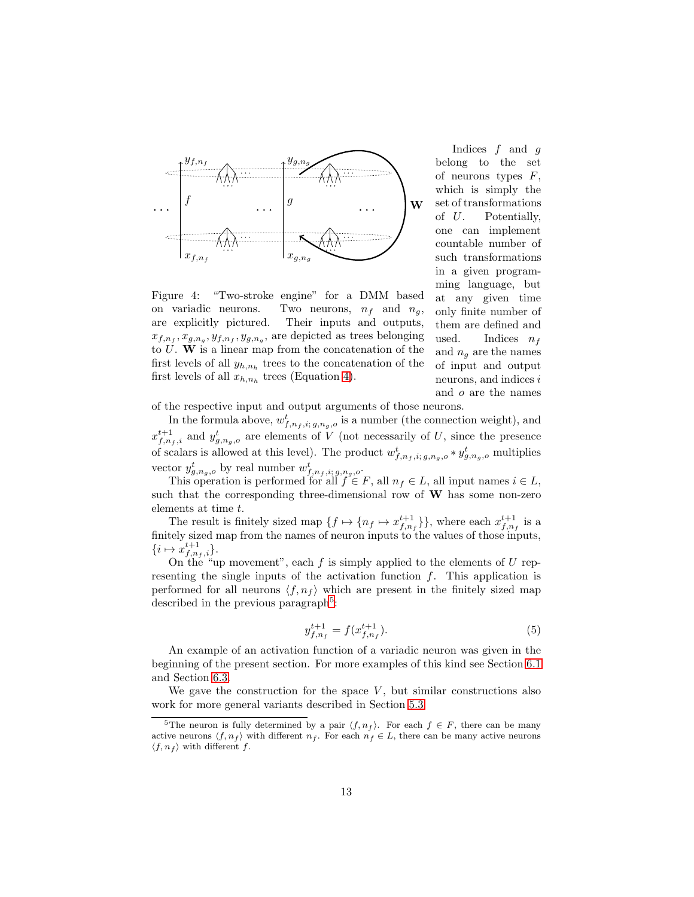Figure 4: "Two-stroke engine" for a DMM based on variadic neurons. Two neurons, $n_f$ and $n_g$, are explicitly pictured. Their inputs and outputs, $x_{f,n_f}, x_{g,n_g}, y_{f,n_f}, y_{g,n_g}$, are depicted as trees belonging to $U$. $\mathbf{W}$ is a linear map from the concatenation of the first levels of all $y_{h,n_h}$ trees to the concatenation of the first levels of all $x_{h,n_h}$ trees (Equation 4).

Indices $f$ and $g$ belong to the set of neurons types $F$, which is simply the set of transformations of $U$. Potentially, one can implement countable number of such transformations in a given programming language, but at any given time only finite number of them are defined and used. Indices $n_f$ and $n_g$ are the names of input and output neurons, and indices $i$ and $o$ are the names of the respective input and output arguments of those neurons.

In the formula above, $w^t_{f,n_f,i;\,g,n_g,o}$ is a number (the connection weight), and $x^{t+1}_{f,n_f,i}$ and $y^t_{g,n_g,o}$ are elements of $V$ (not necessarily of $U$, since the presence of scalars is allowed at this level). The product $w^t_{f,n_f,i;\,g,n_g,o} * y^t_{g,n_g,o}$ multiplies vector $y^t_{g,n_g,o}$ by real number $w^t_{f,n_f,i;\,g,n_g,o}$.

This operation is performed for all $f \in F$, all $n_f \in L$, all input names $i \in L$, such that the corresponding three-dimensional row of $\mathbf{W}$ has some non-zero elements at time $t$.

The result is finitely sized map $\{f \mapsto \{n_f \mapsto x^{t+1}_{f,n_f}\}\}$, where each $x^{t+1}_{f,n_f}$ is a finitely sized map from the names of neuron inputs to the values of those inputs, $\{i \mapsto x^{t+1}_{f,n_f,i}\}$.

On the "up movement", each $f$ is simply applied to the elements of $U$ representing the single inputs of the activation function $f$. This application is performed for all neurons $\langle f, n_f \rangle$ which are present in the finitely sized map described in the previous paragraph[5]:

$$y^{t+1}_{f,n_f} = f(x^{t+1}_{f,n_f}). \tag{5}$$

An example of an activation function of a variadic neuron was given in the beginning of the present section. For more examples of this kind see Section 6.1 and Section 6.3.

We gave the construction for the space $V$, but similar constructions also work for more general variants described in Section 5.3.

[5] The neuron is fully determined by a pair $\langle f, n_f \rangle$. For each $f \in F$, there can be many active neurons $\langle f, n_f \rangle$ with different $n_f$. For each $n_f \in L$, there can be many active neurons $\langle f, n_f \rangle$ with different $f$.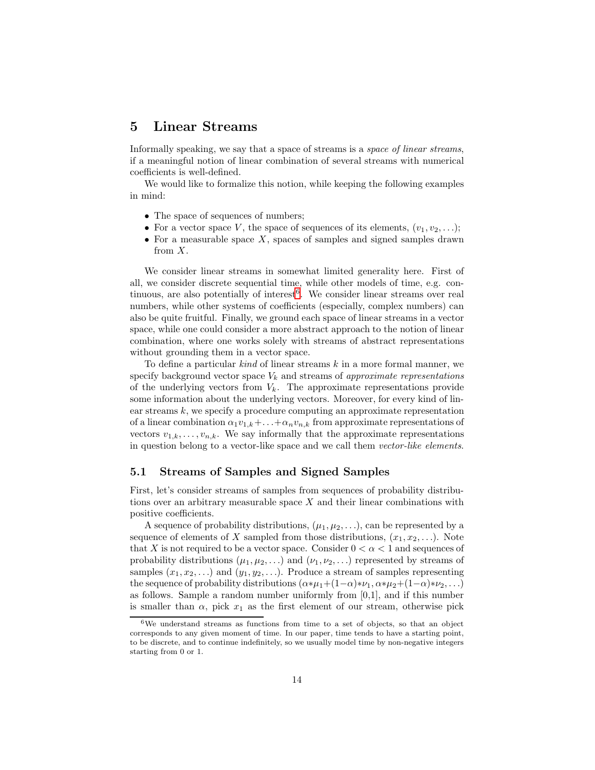## 5 Linear Streams

Informally speaking, we say that a space of streams is a *space of linear streams*, if a meaningful notion of linear combination of several streams with numerical coefficients is well-defined.

We would like to formalize this notion, while keeping the following examples in mind:

- The space of sequences of numbers;
- For a vector space $V$, the space of sequences of its elements, $(v_1, v_2, \ldots)$;
- For a measurable space $X$, spaces of samples and signed samples drawn from $X$.

We consider linear streams in somewhat limited generality here. First of all, we consider discrete sequential time, while other models of time, e.g. continuous, are also potentially of interest[6]. We consider linear streams over real numbers, while other systems of coefficients (especially, complex numbers) can also be quite fruitful. Finally, we ground each space of linear streams in a vector space, while one could consider a more abstract approach to the notion of linear combination, where one works solely with streams of abstract representations without grounding them in a vector space.

To define a particular *kind* of linear streams $k$ in a more formal manner, we specify background vector space $V_k$ and streams of *approximate representations* of the underlying vectors from $V_k$. The approximate representations provide some information about the underlying vectors. Moreover, for every kind of linear streams $k$, we specify a procedure computing an approximate representation of a linear combination $\alpha_1 v_{1,k} + \ldots + \alpha_n v_{n,k}$ from approximate representations of vectors $v_{1,k}, \ldots, v_{n,k}$. We say informally that the approximate representations in question belong to a vector-like space and we call them *vector-like elements*.

### 5.1 Streams of Samples and Signed Samples

First, let's consider streams of samples from sequences of probability distributions over an arbitrary measurable space $X$ and their linear combinations with positive coefficients.

A sequence of probability distributions, $(\mu_1, \mu_2, \ldots)$, can be represented by a sequence of elements of $X$ sampled from those distributions, $(x_1, x_2, \ldots)$. Note that $X$ is not required to be a vector space. Consider $0 < \alpha < 1$ and sequences of probability distributions $(\mu_1, \mu_2, \ldots)$ and $(\nu_1, \nu_2, \ldots)$ represented by streams of samples $(x_1, x_2, \ldots)$ and $(y_1, y_2, \ldots)$. Produce a stream of samples representing the sequence of probability distributions $(\alpha * \mu_1 + (1-\alpha) * \nu_1, \alpha * \mu_2 + (1-\alpha) * \nu_2, \ldots)$ as follows. Sample a random number uniformly from [0,1], and if this number is smaller than $\alpha$, pick $x_1$ as the first element of our stream, otherwise pick

[6] We understand streams as functions from time to a set of objects, so that an object corresponds to any given moment of time. In our paper, time tends to have a starting point, to be discrete, and to continue indefinitely, so we usually model time by non-negative integers starting from 0 or 1.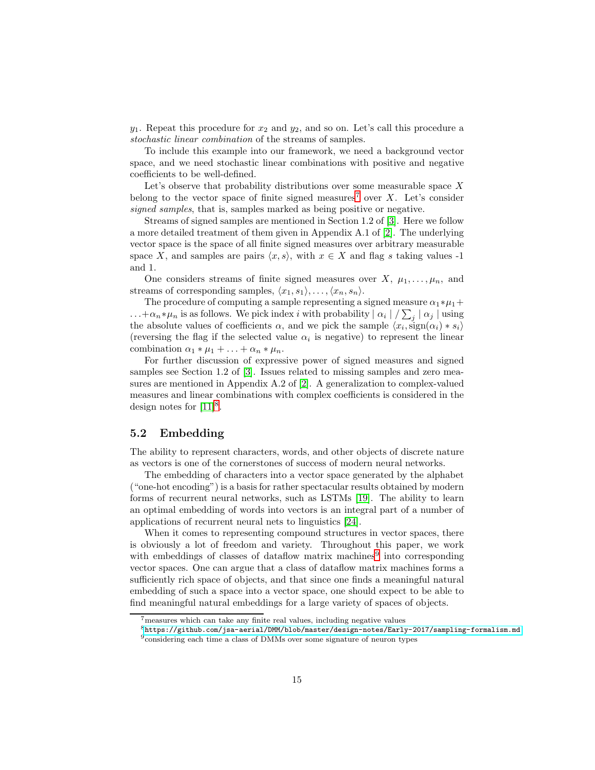$y_1$. Repeat this procedure for $x_2$ and $y_2$, and so on. Let's call this procedure a *stochastic linear combination* of the streams of samples.

To include this example into our framework, we need a background vector space, and we need stochastic linear combinations with positive and negative coefficients to be well-defined.

Let's observe that probability distributions over some measurable space $X$ belong to the vector space of finite signed measures[7] over $X$. Let's consider *signed samples*, that is, samples marked as being positive or negative.

Streams of signed samples are mentioned in Section 1.2 of [3]. Here we follow a more detailed treatment of them given in Appendix A.1 of [2]. The underlying vector space is the space of all finite signed measures over arbitrary measurable space $X$, and samples are pairs $\langle x, s \rangle$, with $x \in X$ and flag $s$ taking values -1 and 1.

One considers streams of finite signed measures over $X$, $\mu_1, \ldots, \mu_n$, and streams of corresponding samples, $\langle x_1, s_1 \rangle, \ldots, \langle x_n, s_n \rangle$.

The procedure of computing a sample representing a signed measure $\alpha_1 * \mu_1 + \ldots + \alpha_n * \mu_n$ is as follows. We pick index $i$ with probability $\mid \alpha_i \mid / \sum_j \mid \alpha_j \mid$ using the absolute values of coefficients $\alpha$, and we pick the sample $\langle x_i, \text{sign}(\alpha_i) * s_i \rangle$ (reversing the flag if the selected value $\alpha_i$ is negative) to represent the linear combination $\alpha_1 * \mu_1 + \ldots + \alpha_n * \mu_n$.

For further discussion of expressive power of signed measures and signed samples see Section 1.2 of [3]. Issues related to missing samples and zero measures are mentioned in Appendix A.2 of [2]. A generalization to complex-valued measures and linear combinations with complex coefficients is considered in the design notes for [11][8].

## 5.2 Embedding

The ability to represent characters, words, and other objects of discrete nature as vectors is one of the cornerstones of success of modern neural networks.

The embedding of characters into a vector space generated by the alphabet ("one-hot encoding") is a basis for rather spectacular results obtained by modern forms of recurrent neural networks, such as LSTMs [19]. The ability to learn an optimal embedding of words into vectors is an integral part of a number of applications of recurrent neural nets to linguistics [24].

When it comes to representing compound structures in vector spaces, there is obviously a lot of freedom and variety. Throughout this paper, we work with embeddings of classes of dataflow matrix machines[9] into corresponding vector spaces. One can argue that a class of dataflow matrix machines forms a sufficiently rich space of objects, and that since one finds a meaningful natural embedding of such a space into a vector space, one should expect to be able to find meaningful natural embeddings for a large variety of spaces of objects.

---

[7] measures which can take any finite real values, including negative values

[8] https://github.com/jsa-aerial/DMM/blob/master/design-notes/Early-2017/sampling-formalism.md

[9] considering each time a class of DMMs over some signature of neuron types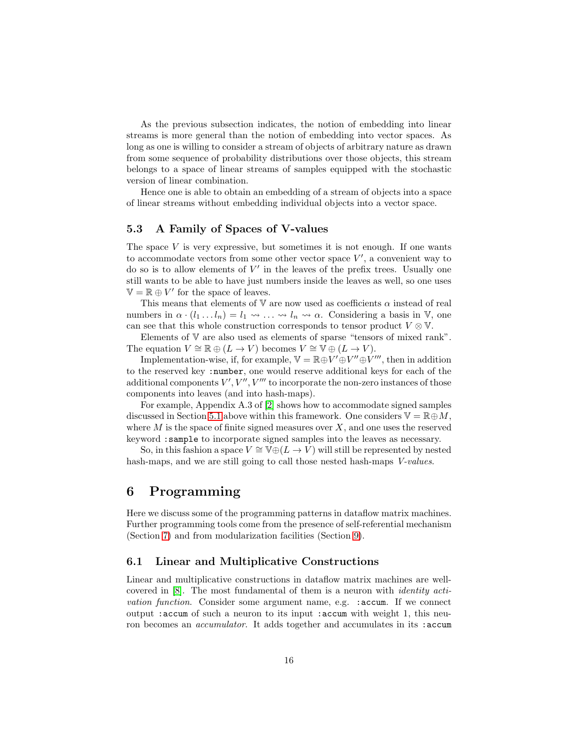As the previous subsection indicates, the notion of embedding into linear streams is more general than the notion of embedding into vector spaces. As long as one is willing to consider a stream of objects of arbitrary nature as drawn from some sequence of probability distributions over those objects, this stream belongs to a space of linear streams of samples equipped with the stochastic version of linear combination.

Hence one is able to obtain an embedding of a stream of objects into a space of linear streams without embedding individual objects into a vector space.

### 5.3 A Family of Spaces of V-values

The space $V$ is very expressive, but sometimes it is not enough. If one wants to accommodate vectors from some other vector space $V'$, a convenient way to do so is to allow elements of $V'$ in the leaves of the prefix trees. Usually one still wants to be able to have just numbers inside the leaves as well, so one uses $\mathbb{V} = \mathbb{R} \oplus V'$ for the space of leaves.

This means that elements of $\mathbb{V}$ are now used as coefficients $\alpha$ instead of real numbers in $\alpha \cdot (l_1 \dots l_n) = l_1 \rightsquigarrow \dots \rightsquigarrow l_n \rightsquigarrow \alpha$. Considering a basis in $\mathbb{V}$, one can see that this whole construction corresponds to tensor product $V \otimes \mathbb{V}$.

Elements of $\mathbb{V}$ are also used as elements of sparse "tensors of mixed rank". The equation $V \cong \mathbb{R} \oplus (L \to V)$ becomes $V \cong \mathbb{V} \oplus (L \to V)$.

Implementation-wise, if, for example, $\mathbb{V} = \mathbb{R} \oplus V' \oplus V'' \oplus V'''$, then in addition to the reserved key `:number`, one would reserve additional keys for each of the additional components $V', V'', V'''$ to incorporate the non-zero instances of those components into leaves (and into hash-maps).

For example, Appendix A.3 of [2] shows how to accommodate signed samples discussed in Section 5.1 above within this framework. One considers $\mathbb{V} = \mathbb{R} \oplus M$, where $M$ is the space of finite signed measures over $X$, and one uses the reserved keyword `:sample` to incorporate signed samples into the leaves as necessary.

So, in this fashion a space $V \cong \mathbb{V} \oplus (L \to V)$ will still be represented by nested hash-maps, and we are still going to call those nested hash-maps *V-values*.

## 6 Programming

Here we discuss some of the programming patterns in dataflow matrix machines. Further programming tools come from the presence of self-referential mechanism (Section 7) and from modularization facilities (Section 9).

### 6.1 Linear and Multiplicative Constructions

Linear and multiplicative constructions in dataflow matrix machines are well-covered in [8]. The most fundamental of them is a neuron with *identity activation function*. Consider some argument name, e.g. `:accum`. If we connect output `:accum` of such a neuron to its input `:accum` with weight 1, this neuron becomes an *accumulator*. It adds together and accumulates in its `:accum`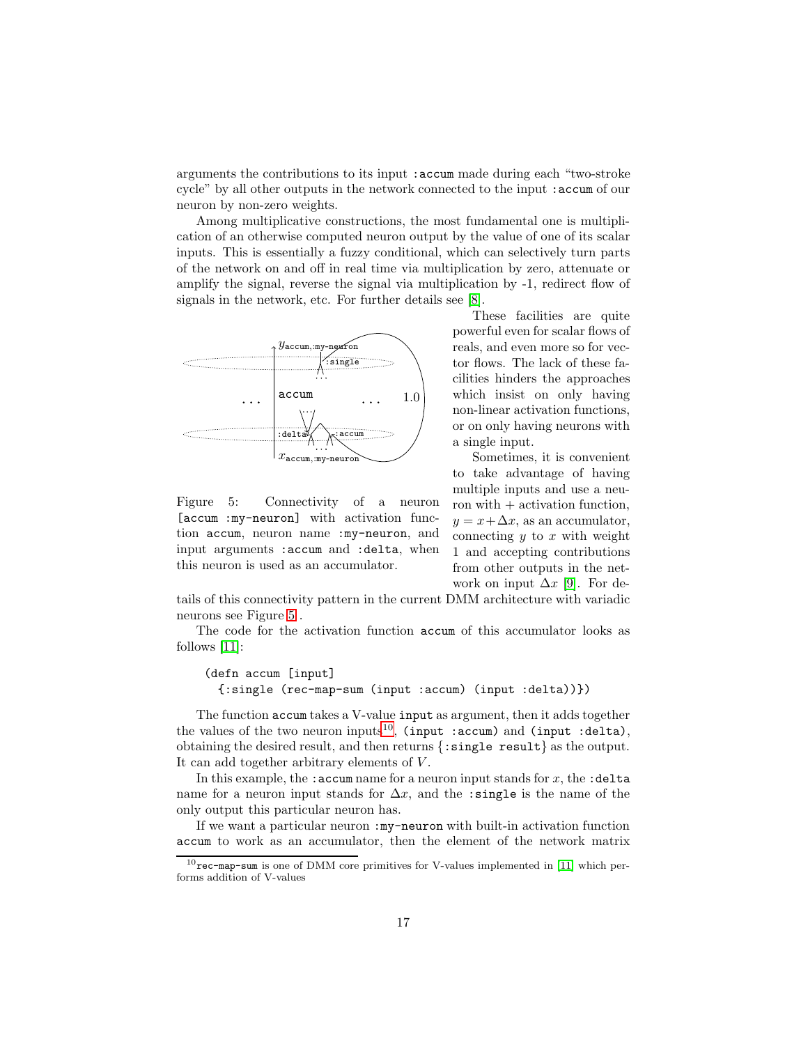arguments the contributions to its input `:accum` made during each "two-stroke cycle" by all other outputs in the network connected to the input `:accum` of our neuron by non-zero weights.

Among multiplicative constructions, the most fundamental one is multiplication of an otherwise computed neuron output by the value of one of its scalar inputs. This is essentially a fuzzy conditional, which can selectively turn parts of the network on and off in real time via multiplication by zero, attenuate or amplify the signal, reverse the signal via multiplication by -1, redirect flow of signals in the network, etc. For further details see [8].

These facilities are quite powerful even for scalar flows of reals, and even more so for vector flows. The lack of these facilities hinders the approaches which insist on only having non-linear activation functions, or on only having neurons with a single input.

Sometimes, it is convenient to take advantage of having multiple inputs and use a neuron with + activation function, $y = x + \Delta x$, as an accumulator, connecting $y$ to $x$ with weight 1 and accepting contributions from other outputs in the network on input $\Delta x$ [9]. For details of this connectivity pattern in the current DMM architecture with variadic neurons see Figure 5 .

Figure 5: Connectivity of a neuron `[accum :my-neuron]` with activation function `accum`, neuron name `:my-neuron`, and input arguments `:accum` and `:delta`, when this neuron is used as an accumulator.

The code for the activation function `accum` of this accumulator looks as follows [11]:

```
(defn accum [input]
  {:single (rec-map-sum (input :accum) (input :delta))})
```

The function `accum` takes a V-value `input` as argument, then it adds together the values of the two neuron inputs[10], `(input :accum)` and `(input :delta)`, obtaining the desired result, and then returns `{:single result}` as the output. It can add together arbitrary elements of $V$.

In this example, the `:accum` name for a neuron input stands for $x$, the `:delta` name for a neuron input stands for $\Delta x$, and the `:single` is the name of the only output this particular neuron has.

If we want a particular neuron `:my-neuron` with built-in activation function `accum` to work as an accumulator, then the element of the network matrix

[10] `rec-map-sum` is one of DMM core primitives for V-values implemented in [11] which performs addition of V-values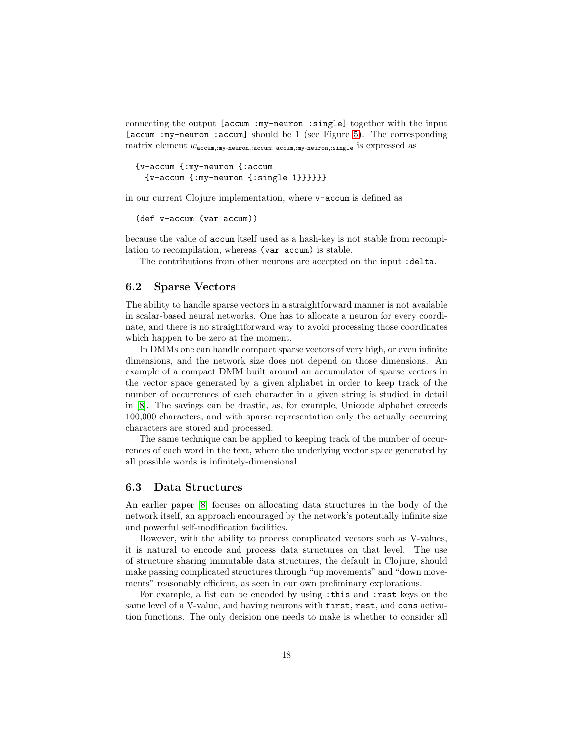connecting the output `[accum :my-neuron :single]` together with the input `[accum :my-neuron :accum]` should be 1 (see Figure 5). The corresponding matrix element $w_{\texttt{accum},\texttt{:my-neuron},\texttt{:accum};\ \texttt{accum},\texttt{:my-neuron},\texttt{:single}}$ is expressed as

```
{v-accum {:my-neuron {:accum
  {v-accum {:my-neuron {:single 1}}}}}}
```

in our current Clojure implementation, where `v-accum` is defined as

```
(def v-accum (var accum))
```

because the value of `accum` itself used as a hash-key is not stable from recompilation to recompilation, whereas `(var accum)` is stable.

The contributions from other neurons are accepted on the input `:delta`.

### 6.2 Sparse Vectors

The ability to handle sparse vectors in a straightforward manner is not available in scalar-based neural networks. One has to allocate a neuron for every coordinate, and there is no straightforward way to avoid processing those coordinates which happen to be zero at the moment.

In DMMs one can handle compact sparse vectors of very high, or even infinite dimensions, and the network size does not depend on those dimensions. An example of a compact DMM built around an accumulator of sparse vectors in the vector space generated by a given alphabet in order to keep track of the number of occurrences of each character in a given string is studied in detail in [8]. The savings can be drastic, as, for example, Unicode alphabet exceeds 100,000 characters, and with sparse representation only the actually occurring characters are stored and processed.

The same technique can be applied to keeping track of the number of occurrences of each word in the text, where the underlying vector space generated by all possible words is infinitely-dimensional.

### 6.3 Data Structures

An earlier paper [8] focuses on allocating data structures in the body of the network itself, an approach encouraged by the network's potentially infinite size and powerful self-modification facilities.

However, with the ability to process complicated vectors such as V-values, it is natural to encode and process data structures on that level. The use of structure sharing immutable data structures, the default in Clojure, should make passing complicated structures through "up movements" and "down movements" reasonably efficient, as seen in our own preliminary explorations.

For example, a list can be encoded by using `:this` and `:rest` keys on the same level of a V-value, and having neurons with `first`, `rest`, and `cons` activation functions. The only decision one needs to make is whether to consider all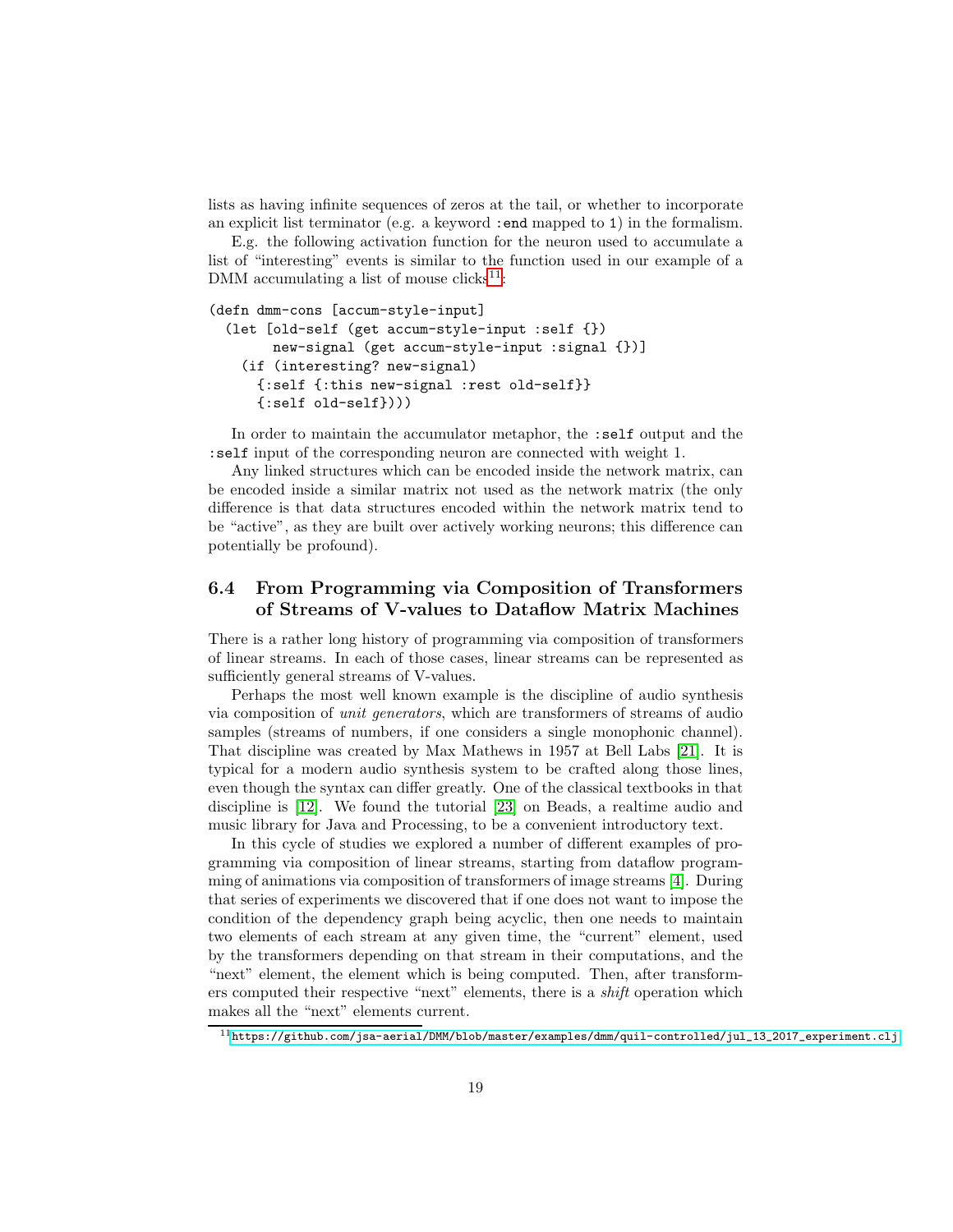lists as having infinite sequences of zeros at the tail, or whether to incorporate an explicit list terminator (e.g. a keyword `:end` mapped to `1`) in the formalism.

E.g. the following activation function for the neuron used to accumulate a list of "interesting" events is similar to the function used in our example of a DMM accumulating a list of mouse clicks[11]:

```
(defn dmm-cons [accum-style-input]
  (let [old-self (get accum-style-input :self {})
        new-signal (get accum-style-input :signal {})]
    (if (interesting? new-signal)
      {:self {:this new-signal :rest old-self}}
      {:self old-self})))
```

In order to maintain the accumulator metaphor, the `:self` output and the `:self` input of the corresponding neuron are connected with weight 1.

Any linked structures which can be encoded inside the network matrix, can be encoded inside a similar matrix not used as the network matrix (the only difference is that data structures encoded within the network matrix tend to be "active", as they are built over actively working neurons; this difference can potentially be profound).

## 6.4 From Programming via Composition of Transformers of Streams of V-values to Dataflow Matrix Machines

There is a rather long history of programming via composition of transformers of linear streams. In each of those cases, linear streams can be represented as sufficiently general streams of V-values.

Perhaps the most well known example is the discipline of audio synthesis via composition of *unit generators*, which are transformers of streams of audio samples (streams of numbers, if one considers a single monophonic channel). That discipline was created by Max Mathews in 1957 at Bell Labs [21]. It is typical for a modern audio synthesis system to be crafted along those lines, even though the syntax can differ greatly. One of the classical textbooks in that discipline is [12]. We found the tutorial [23] on Beads, a realtime audio and music library for Java and Processing, to be a convenient introductory text.

In this cycle of studies we explored a number of different examples of programming via composition of linear streams, starting from dataflow programming of animations via composition of transformers of image streams [4]. During that series of experiments we discovered that if one does not want to impose the condition of the dependency graph being acyclic, then one needs to maintain two elements of each stream at any given time, the "current" element, used by the transformers depending on that stream in their computations, and the "next" element, the element which is being computed. Then, after transformers computed their respective "next" elements, there is a *shift* operation which makes all the "next" elements current.

[11] https://github.com/jsa-aerial/DMM/blob/master/examples/dmm/quil-controlled/jul_13_2017_experiment.clj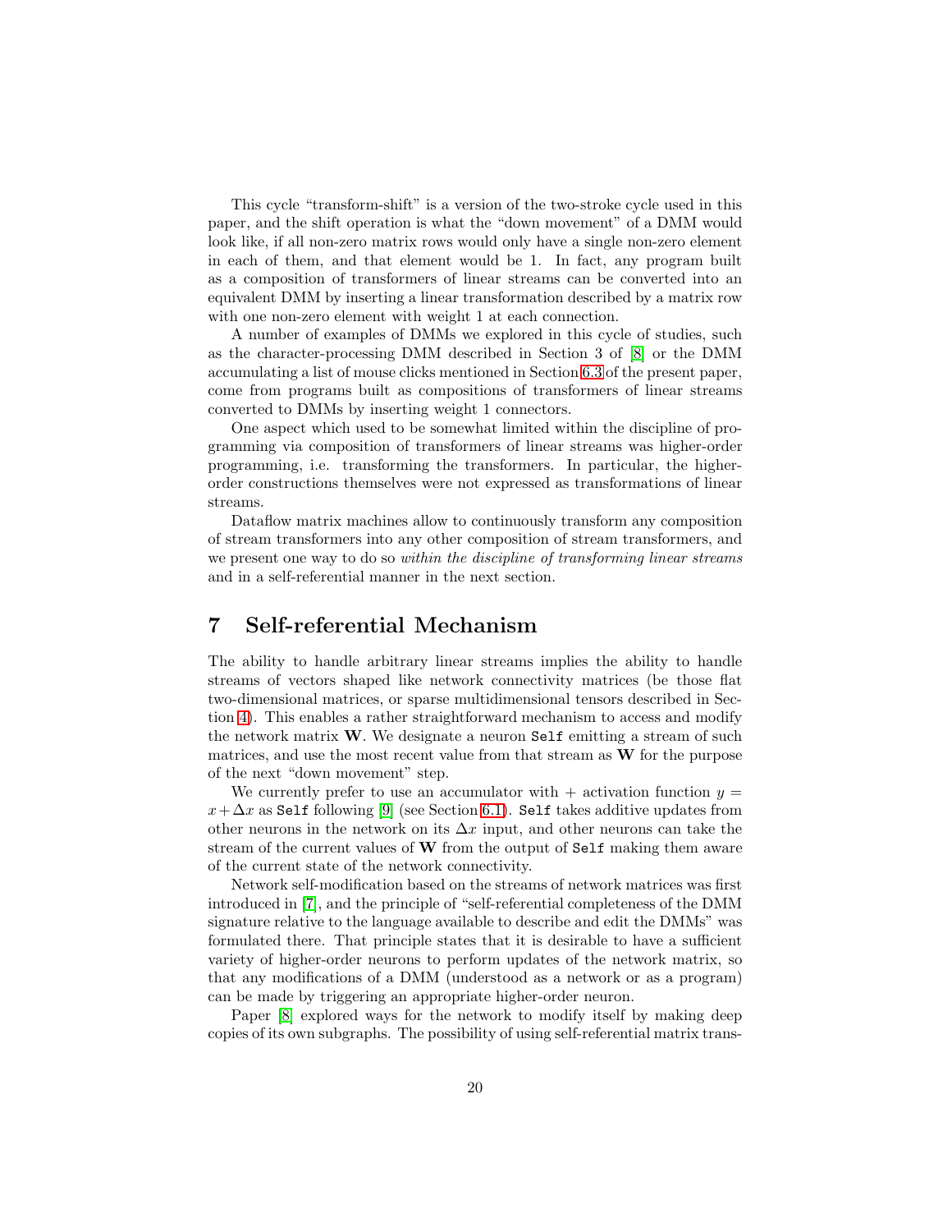This cycle "transform-shift" is a version of the two-stroke cycle used in this paper, and the shift operation is what the "down movement" of a DMM would look like, if all non-zero matrix rows would only have a single non-zero element in each of them, and that element would be 1. In fact, any program built as a composition of transformers of linear streams can be converted into an equivalent DMM by inserting a linear transformation described by a matrix row with one non-zero element with weight 1 at each connection.

A number of examples of DMMs we explored in this cycle of studies, such as the character-processing DMM described in Section 3 of [8] or the DMM accumulating a list of mouse clicks mentioned in Section 6.3 of the present paper, come from programs built as compositions of transformers of linear streams converted to DMMs by inserting weight 1 connectors.

One aspect which used to be somewhat limited within the discipline of programming via composition of transformers of linear streams was higher-order programming, i.e. transforming the transformers. In particular, the higher-order constructions themselves were not expressed as transformations of linear streams.

Dataflow matrix machines allow to continuously transform any composition of stream transformers into any other composition of stream transformers, and we present one way to do so *within the discipline of transforming linear streams* and in a self-referential manner in the next section.

# 7 Self-referential Mechanism

The ability to handle arbitrary linear streams implies the ability to handle streams of vectors shaped like network connectivity matrices (be those flat two-dimensional matrices, or sparse multidimensional tensors described in Section 4). This enables a rather straightforward mechanism to access and modify the network matrix $\mathbf{W}$. We designate a neuron `Self` emitting a stream of such matrices, and use the most recent value from that stream as $\mathbf{W}$ for the purpose of the next "down movement" step.

We currently prefer to use an accumulator with + activation function $y = x + \Delta x$ as `Self` following [9] (see Section 6.1). `Self` takes additive updates from other neurons in the network on its $\Delta x$ input, and other neurons can take the stream of the current values of $\mathbf{W}$ from the output of `Self` making them aware of the current state of the network connectivity.

Network self-modification based on the streams of network matrices was first introduced in [7], and the principle of "self-referential completeness of the DMM signature relative to the language available to describe and edit the DMMs" was formulated there. That principle states that it is desirable to have a sufficient variety of higher-order neurons to perform updates of the network matrix, so that any modifications of a DMM (understood as a network or as a program) can be made by triggering an appropriate higher-order neuron.

Paper [8] explored ways for the network to modify itself by making deep copies of its own subgraphs. The possibility of using self-referential matrix trans-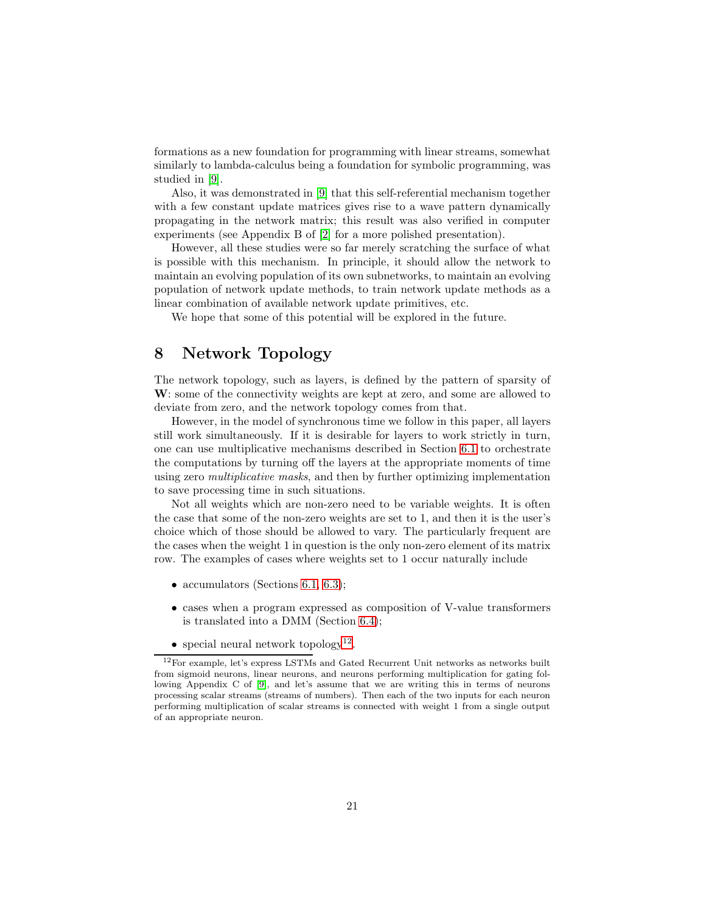formations as a new foundation for programming with linear streams, somewhat similarly to lambda-calculus being a foundation for symbolic programming, was studied in [9].

Also, it was demonstrated in [9] that this self-referential mechanism together with a few constant update matrices gives rise to a wave pattern dynamically propagating in the network matrix; this result was also verified in computer experiments (see Appendix B of [2] for a more polished presentation).

However, all these studies were so far merely scratching the surface of what is possible with this mechanism. In principle, it should allow the network to maintain an evolving population of its own subnetworks, to maintain an evolving population of network update methods, to train network update methods as a linear combination of available network update primitives, etc.

We hope that some of this potential will be explored in the future.

# 8 Network Topology

The network topology, such as layers, is defined by the pattern of sparsity of $\mathbf{W}$: some of the connectivity weights are kept at zero, and some are allowed to deviate from zero, and the network topology comes from that.

However, in the model of synchronous time we follow in this paper, all layers still work simultaneously. If it is desirable for layers to work strictly in turn, one can use multiplicative mechanisms described in Section 6.1 to orchestrate the computations by turning off the layers at the appropriate moments of time using zero *multiplicative masks*, and then by further optimizing implementation to save processing time in such situations.

Not all weights which are non-zero need to be variable weights. It is often the case that some of the non-zero weights are set to 1, and then it is the user's choice which of those should be allowed to vary. The particularly frequent are the cases when the weight 1 in question is the only non-zero element of its matrix row. The examples of cases where weights set to 1 occur naturally include

- accumulators (Sections 6.1, 6.3);
- cases when a program expressed as composition of V-value transformers is translated into a DMM (Section 6.4);
- special neural network topology[12].

[12] For example, let's express LSTMs and Gated Recurrent Unit networks as networks built from sigmoid neurons, linear neurons, and neurons performing multiplication for gating following Appendix C of [9], and let's assume that we are writing this in terms of neurons processing scalar streams (streams of numbers). Then each of the two inputs for each neuron performing multiplication of scalar streams is connected with weight 1 from a single output of an appropriate neuron.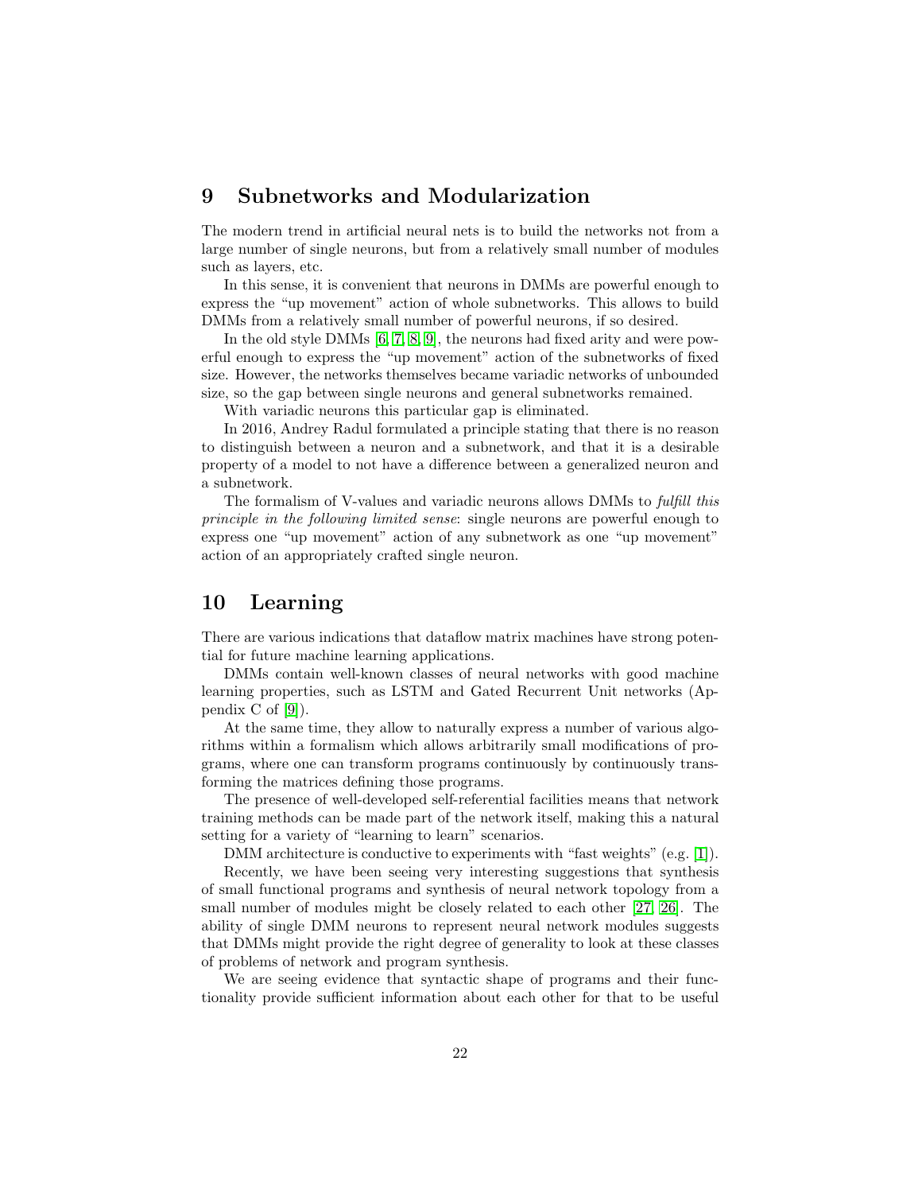## 9 Subnetworks and Modularization

The modern trend in artificial neural nets is to build the networks not from a large number of single neurons, but from a relatively small number of modules such as layers, etc.

In this sense, it is convenient that neurons in DMMs are powerful enough to express the "up movement" action of whole subnetworks. This allows to build DMMs from a relatively small number of powerful neurons, if so desired.

In the old style DMMs [6, 7, 8, 9], the neurons had fixed arity and were powerful enough to express the "up movement" action of the subnetworks of fixed size. However, the networks themselves became variadic networks of unbounded size, so the gap between single neurons and general subnetworks remained.

With variadic neurons this particular gap is eliminated.

In 2016, Andrey Radul formulated a principle stating that there is no reason to distinguish between a neuron and a subnetwork, and that it is a desirable property of a model to not have a difference between a generalized neuron and a subnetwork.

The formalism of V-values and variadic neurons allows DMMs to *fulfill this principle in the following limited sense*: single neurons are powerful enough to express one "up movement" action of any subnetwork as one "up movement" action of an appropriately crafted single neuron.

## 10 Learning

There are various indications that dataflow matrix machines have strong potential for future machine learning applications.

DMMs contain well-known classes of neural networks with good machine learning properties, such as LSTM and Gated Recurrent Unit networks (Appendix C of [9]).

At the same time, they allow to naturally express a number of various algorithms within a formalism which allows arbitrarily small modifications of programs, where one can transform programs continuously by continuously transforming the matrices defining those programs.

The presence of well-developed self-referential facilities means that network training methods can be made part of the network itself, making this a natural setting for a variety of "learning to learn" scenarios.

DMM architecture is conductive to experiments with "fast weights" (e.g. [1]).

Recently, we have been seeing very interesting suggestions that synthesis of small functional programs and synthesis of neural network topology from a small number of modules might be closely related to each other [27, 26]. The ability of single DMM neurons to represent neural network modules suggests that DMMs might provide the right degree of generality to look at these classes of problems of network and program synthesis.

We are seeing evidence that syntactic shape of programs and their functionality provide sufficient information about each other for that to be useful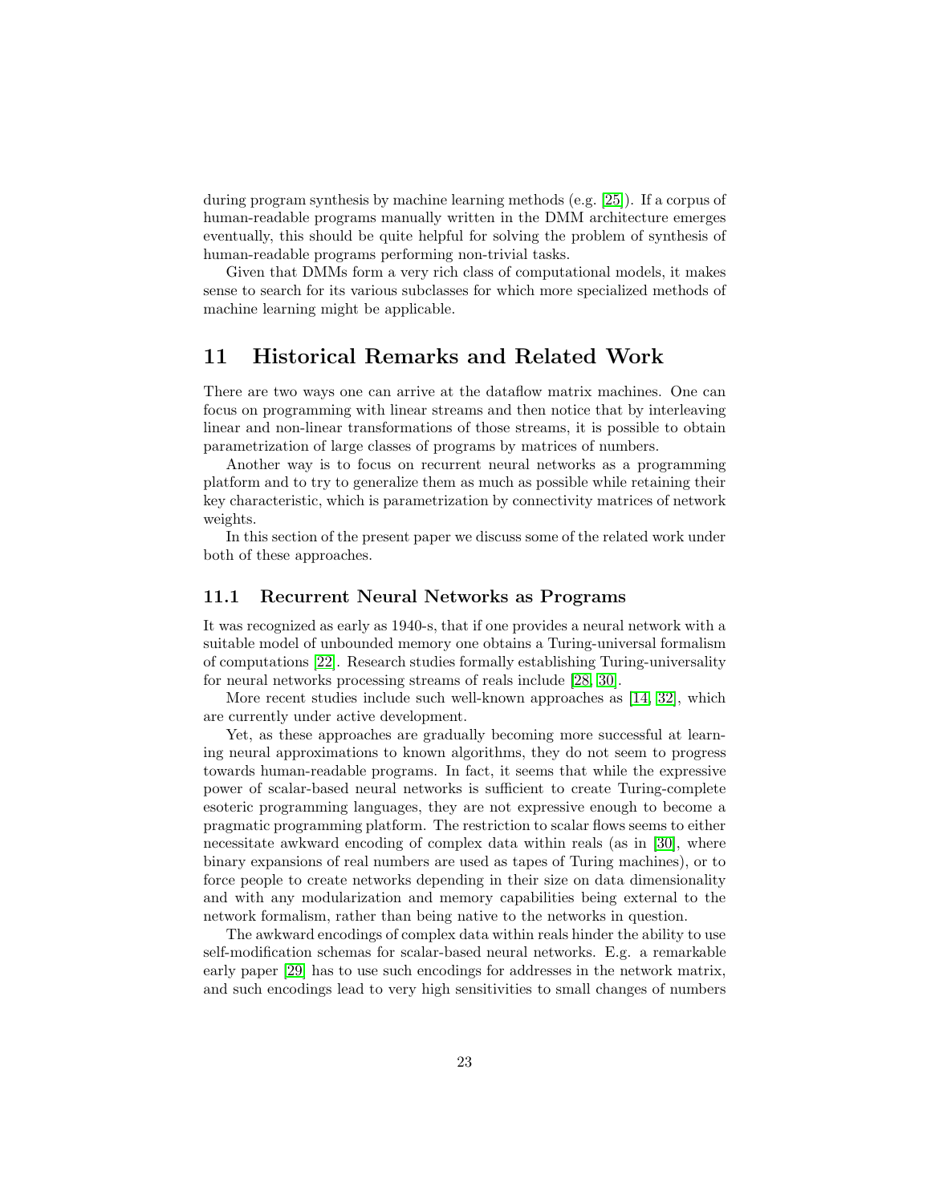during program synthesis by machine learning methods (e.g. [25]). If a corpus of human-readable programs manually written in the DMM architecture emerges eventually, this should be quite helpful for solving the problem of synthesis of human-readable programs performing non-trivial tasks.

Given that DMMs form a very rich class of computational models, it makes sense to search for its various subclasses for which more specialized methods of machine learning might be applicable.

# 11 Historical Remarks and Related Work

There are two ways one can arrive at the dataflow matrix machines. One can focus on programming with linear streams and then notice that by interleaving linear and non-linear transformations of those streams, it is possible to obtain parametrization of large classes of programs by matrices of numbers.

Another way is to focus on recurrent neural networks as a programming platform and to try to generalize them as much as possible while retaining their key characteristic, which is parametrization by connectivity matrices of network weights.

In this section of the present paper we discuss some of the related work under both of these approaches.

## 11.1 Recurrent Neural Networks as Programs

It was recognized as early as 1940-s, that if one provides a neural network with a suitable model of unbounded memory one obtains a Turing-universal formalism of computations [22]. Research studies formally establishing Turing-universality for neural networks processing streams of reals include [28, 30].

More recent studies include such well-known approaches as [14, 32], which are currently under active development.

Yet, as these approaches are gradually becoming more successful at learning neural approximations to known algorithms, they do not seem to progress towards human-readable programs. In fact, it seems that while the expressive power of scalar-based neural networks is sufficient to create Turing-complete esoteric programming languages, they are not expressive enough to become a pragmatic programming platform. The restriction to scalar flows seems to either necessitate awkward encoding of complex data within reals (as in [30], where binary expansions of real numbers are used as tapes of Turing machines), or to force people to create networks depending in their size on data dimensionality and with any modularization and memory capabilities being external to the network formalism, rather than being native to the networks in question.

The awkward encodings of complex data within reals hinder the ability to use self-modification schemas for scalar-based neural networks. E.g. a remarkable early paper [29] has to use such encodings for addresses in the network matrix, and such encodings lead to very high sensitivities to small changes of numbers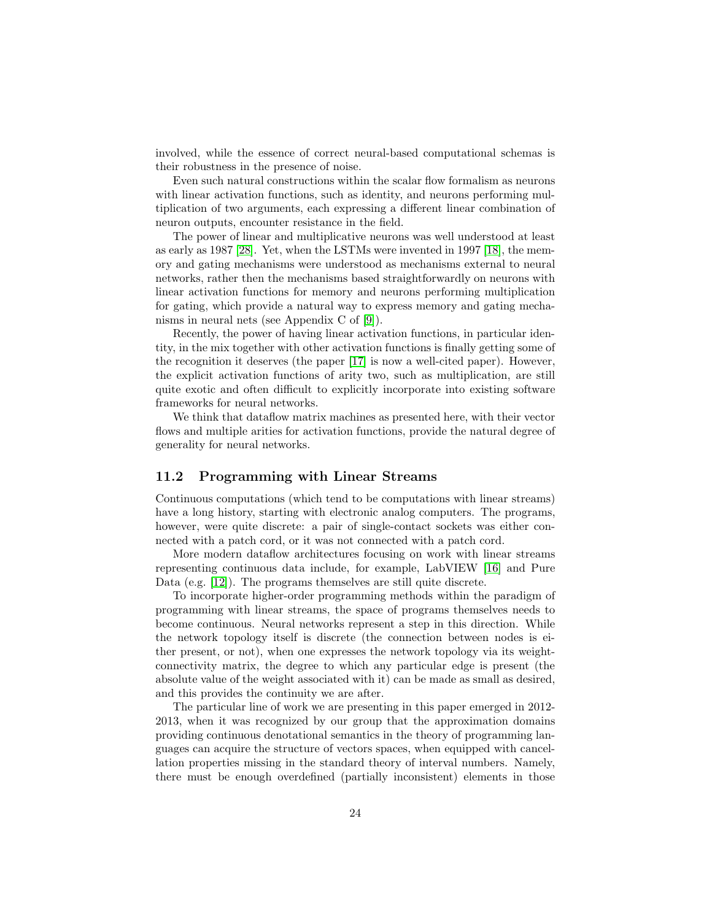involved, while the essence of correct neural-based computational schemas is their robustness in the presence of noise.

Even such natural constructions within the scalar flow formalism as neurons with linear activation functions, such as identity, and neurons performing multiplication of two arguments, each expressing a different linear combination of neuron outputs, encounter resistance in the field.

The power of linear and multiplicative neurons was well understood at least as early as 1987 [28]. Yet, when the LSTMs were invented in 1997 [18], the memory and gating mechanisms were understood as mechanisms external to neural networks, rather then the mechanisms based straightforwardly on neurons with linear activation functions for memory and neurons performing multiplication for gating, which provide a natural way to express memory and gating mechanisms in neural nets (see Appendix C of [9]).

Recently, the power of having linear activation functions, in particular identity, in the mix together with other activation functions is finally getting some of the recognition it deserves (the paper [17] is now a well-cited paper). However, the explicit activation functions of arity two, such as multiplication, are still quite exotic and often difficult to explicitly incorporate into existing software frameworks for neural networks.

We think that dataflow matrix machines as presented here, with their vector flows and multiple arities for activation functions, provide the natural degree of generality for neural networks.

## 11.2 Programming with Linear Streams

Continuous computations (which tend to be computations with linear streams) have a long history, starting with electronic analog computers. The programs, however, were quite discrete: a pair of single-contact sockets was either connected with a patch cord, or it was not connected with a patch cord.

More modern dataflow architectures focusing on work with linear streams representing continuous data include, for example, LabVIEW [16] and Pure Data (e.g. [12]). The programs themselves are still quite discrete.

To incorporate higher-order programming methods within the paradigm of programming with linear streams, the space of programs themselves needs to become continuous. Neural networks represent a step in this direction. While the network topology itself is discrete (the connection between nodes is either present, or not), when one expresses the network topology via its weight-connectivity matrix, the degree to which any particular edge is present (the absolute value of the weight associated with it) can be made as small as desired, and this provides the continuity we are after.

The particular line of work we are presenting in this paper emerged in 2012-2013, when it was recognized by our group that the approximation domains providing continuous denotational semantics in the theory of programming languages can acquire the structure of vectors spaces, when equipped with cancellation properties missing in the standard theory of interval numbers. Namely, there must be enough overdefined (partially inconsistent) elements in those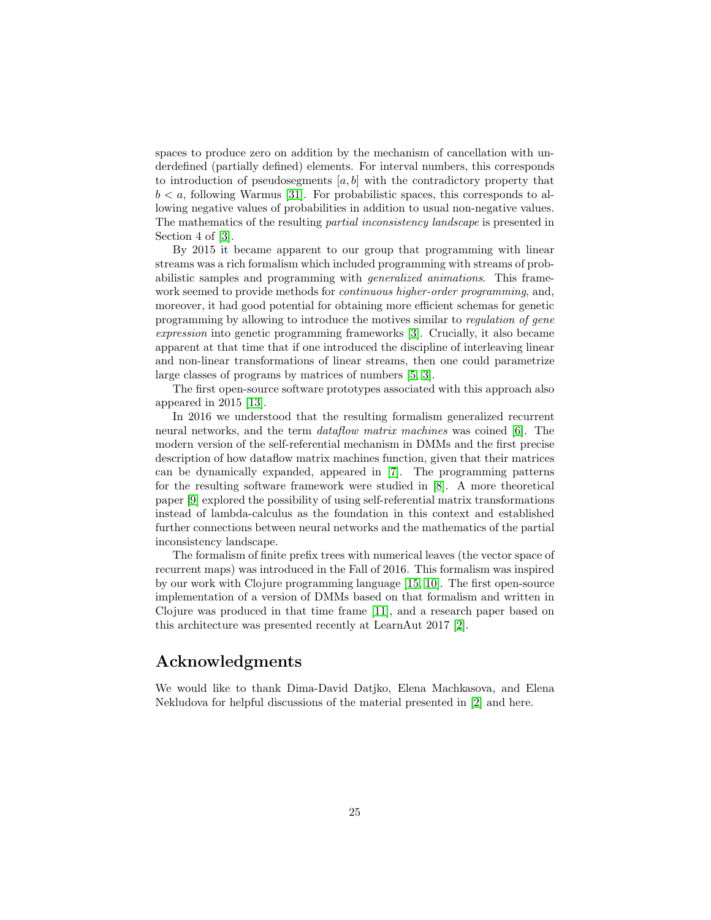spaces to produce zero on addition by the mechanism of cancellation with underdefined (partially defined) elements. For interval numbers, this corresponds to introduction of pseudosegments $[a, b]$ with the contradictory property that $b < a$, following Warmus [31]. For probabilistic spaces, this corresponds to allowing negative values of probabilities in addition to usual non-negative values. The mathematics of the resulting *partial inconsistency landscape* is presented in Section 4 of [3].

By 2015 it became apparent to our group that programming with linear streams was a rich formalism which included programming with streams of probabilistic samples and programming with *generalized animations*. This framework seemed to provide methods for *continuous higher-order programming*, and, moreover, it had good potential for obtaining more efficient schemas for genetic programming by allowing to introduce the motives similar to *regulation of gene expression* into genetic programming frameworks [3]. Crucially, it also became apparent at that time that if one introduced the discipline of interleaving linear and non-linear transformations of linear streams, then one could parametrize large classes of programs by matrices of numbers [5, 3].

The first open-source software prototypes associated with this approach also appeared in 2015 [13].

In 2016 we understood that the resulting formalism generalized recurrent neural networks, and the term *dataflow matrix machines* was coined [6]. The modern version of the self-referential mechanism in DMMs and the first precise description of how dataflow matrix machines function, given that their matrices can be dynamically expanded, appeared in [7]. The programming patterns for the resulting software framework were studied in [8]. A more theoretical paper [9] explored the possibility of using self-referential matrix transformations instead of lambda-calculus as the foundation in this context and established further connections between neural networks and the mathematics of the partial inconsistency landscape.

The formalism of finite prefix trees with numerical leaves (the vector space of recurrent maps) was introduced in the Fall of 2016. This formalism was inspired by our work with Clojure programming language [15, 10]. The first open-source implementation of a version of DMMs based on that formalism and written in Clojure was produced in that time frame [11], and a research paper based on this architecture was presented recently at LearnAut 2017 [2].

## Acknowledgments

We would like to thank Dima-David Datjko, Elena Machkasova, and Elena Nekludova for helpful discussions of the material presented in [2] and here.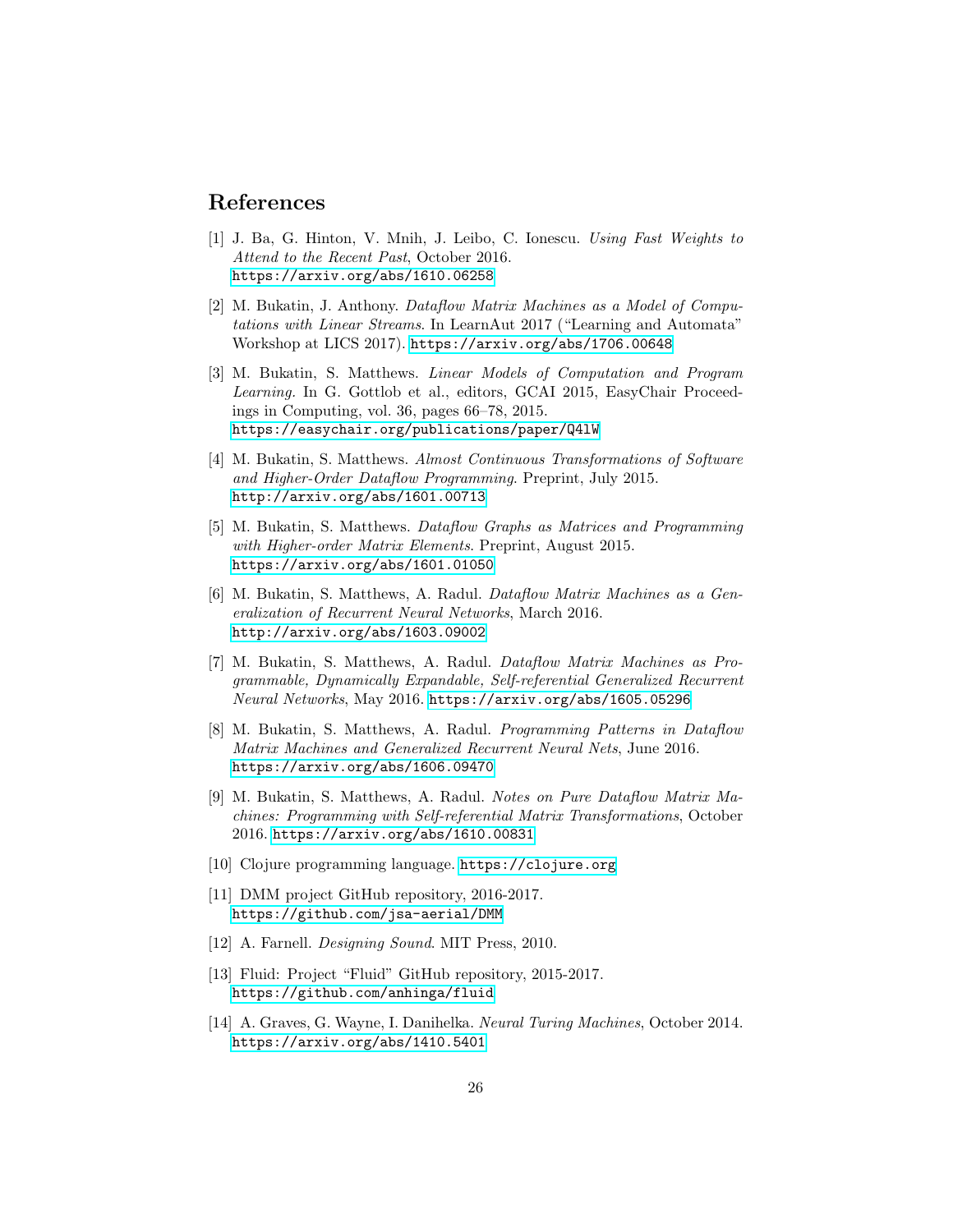## References

[1] J. Ba, G. Hinton, V. Mnih, J. Leibo, C. Ionescu. *Using Fast Weights to Attend to the Recent Past*, October 2016. https://arxiv.org/abs/1610.06258

[2] M. Bukatin, J. Anthony. *Dataflow Matrix Machines as a Model of Computations with Linear Streams*. In LearnAut 2017 ("Learning and Automata" Workshop at LICS 2017). https://arxiv.org/abs/1706.00648

[3] M. Bukatin, S. Matthews. *Linear Models of Computation and Program Learning*. In G. Gottlob et al., editors, GCAI 2015, EasyChair Proceedings in Computing, vol. 36, pages 66–78, 2015. https://easychair.org/publications/paper/Q41W

[4] M. Bukatin, S. Matthews. *Almost Continuous Transformations of Software and Higher-Order Dataflow Programming*. Preprint, July 2015. http://arxiv.org/abs/1601.00713

[5] M. Bukatin, S. Matthews. *Dataflow Graphs as Matrices and Programming with Higher-order Matrix Elements*. Preprint, August 2015. https://arxiv.org/abs/1601.01050

[6] M. Bukatin, S. Matthews, A. Radul. *Dataflow Matrix Machines as a Generalization of Recurrent Neural Networks*, March 2016. http://arxiv.org/abs/1603.09002

[7] M. Bukatin, S. Matthews, A. Radul. *Dataflow Matrix Machines as Programmable, Dynamically Expandable, Self-referential Generalized Recurrent Neural Networks*, May 2016. https://arxiv.org/abs/1605.05296

[8] M. Bukatin, S. Matthews, A. Radul. *Programming Patterns in Dataflow Matrix Machines and Generalized Recurrent Neural Nets*, June 2016. https://arxiv.org/abs/1606.09470

[9] M. Bukatin, S. Matthews, A. Radul. *Notes on Pure Dataflow Matrix Machines: Programming with Self-referential Matrix Transformations*, October 2016. https://arxiv.org/abs/1610.00831

[10] Clojure programming language. https://clojure.org

[11] DMM project GitHub repository, 2016-2017. https://github.com/jsa-aerial/DMM

[12] A. Farnell. *Designing Sound*. MIT Press, 2010.

[13] Fluid: Project "Fluid" GitHub repository, 2015-2017. https://github.com/anhinga/fluid

[14] A. Graves, G. Wayne, I. Danihelka. *Neural Turing Machines*, October 2014. https://arxiv.org/abs/1410.5401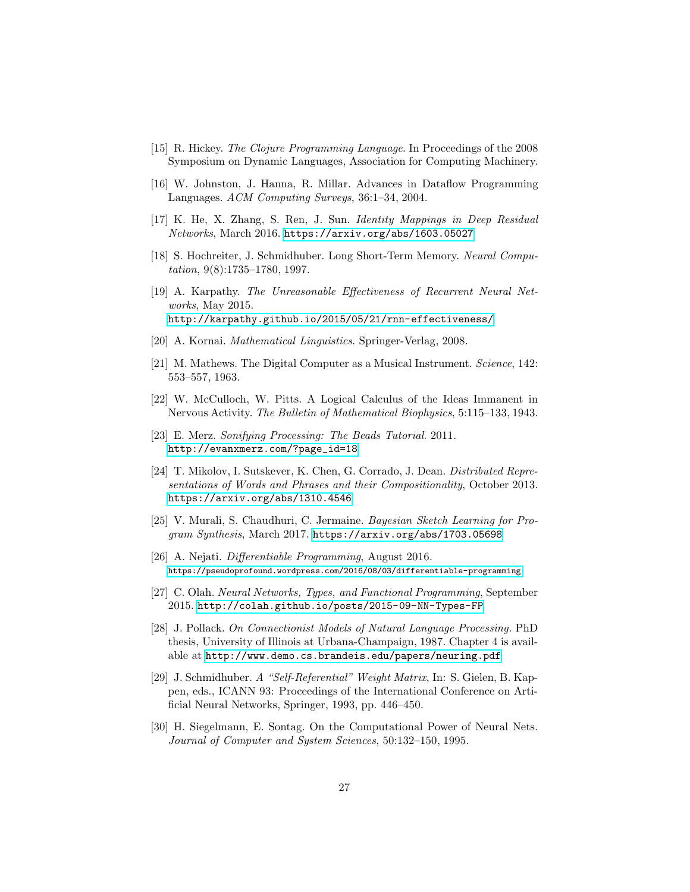[15] R. Hickey. *The Clojure Programming Language*. In Proceedings of the 2008 Symposium on Dynamic Languages, Association for Computing Machinery.

[16] W. Johnston, J. Hanna, R. Millar. Advances in Dataflow Programming Languages. *ACM Computing Surveys*, 36:1–34, 2004.

[17] K. He, X. Zhang, S. Ren, J. Sun. *Identity Mappings in Deep Residual Networks*, March 2016. https://arxiv.org/abs/1603.05027

[18] S. Hochreiter, J. Schmidhuber. Long Short-Term Memory. *Neural Computation*, 9(8):1735–1780, 1997.

[19] A. Karpathy. *The Unreasonable Effectiveness of Recurrent Neural Networks*, May 2015. http://karpathy.github.io/2015/05/21/rnn-effectiveness/

[20] A. Kornai. *Mathematical Linguistics*. Springer-Verlag, 2008.

[21] M. Mathews. The Digital Computer as a Musical Instrument. *Science*, 142: 553–557, 1963.

[22] W. McCulloch, W. Pitts. A Logical Calculus of the Ideas Immanent in Nervous Activity. *The Bulletin of Mathematical Biophysics*, 5:115–133, 1943.

[23] E. Merz. *Sonifying Processing: The Beads Tutorial*. 2011. http://evanxmerz.com/?page_id=18

[24] T. Mikolov, I. Sutskever, K. Chen, G. Corrado, J. Dean. *Distributed Representations of Words and Phrases and their Compositionality*, October 2013. https://arxiv.org/abs/1310.4546

[25] V. Murali, S. Chaudhuri, C. Jermaine. *Bayesian Sketch Learning for Program Synthesis*, March 2017. https://arxiv.org/abs/1703.05698

[26] A. Nejati. *Differentiable Programming*, August 2016. https://pseudoprofound.wordpress.com/2016/08/03/differentiable-programming

[27] C. Olah. *Neural Networks, Types, and Functional Programming*, September 2015. http://colah.github.io/posts/2015-09-NN-Types-FP

[28] J. Pollack. *On Connectionist Models of Natural Language Processing*. PhD thesis, University of Illinois at Urbana-Champaign, 1987. Chapter 4 is available at http://www.demo.cs.brandeis.edu/papers/neuring.pdf

[29] J. Schmidhuber. *A "Self-Referential" Weight Matrix*, In: S. Gielen, B. Kappen, eds., ICANN 93: Proceedings of the International Conference on Artificial Neural Networks, Springer, 1993, pp. 446–450.

[30] H. Siegelmann, E. Sontag. On the Computational Power of Neural Nets. *Journal of Computer and System Sciences*, 50:132–150, 1995.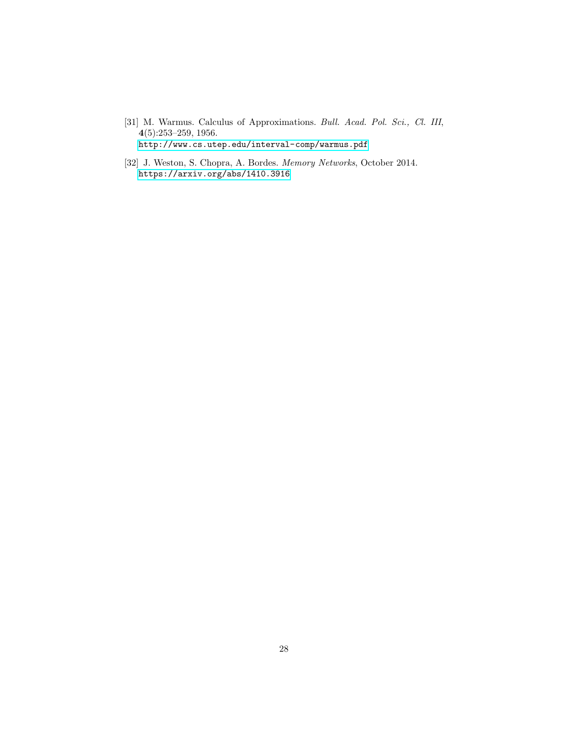[31] M. Warmus. Calculus of Approximations. *Bull. Acad. Pol. Sci., Cl. III*, **4**(5):253–259, 1956. http://www.cs.utep.edu/interval-comp/warmus.pdf

[32] J. Weston, S. Chopra, A. Bordes. *Memory Networks*, October 2014. https://arxiv.org/abs/1410.3916